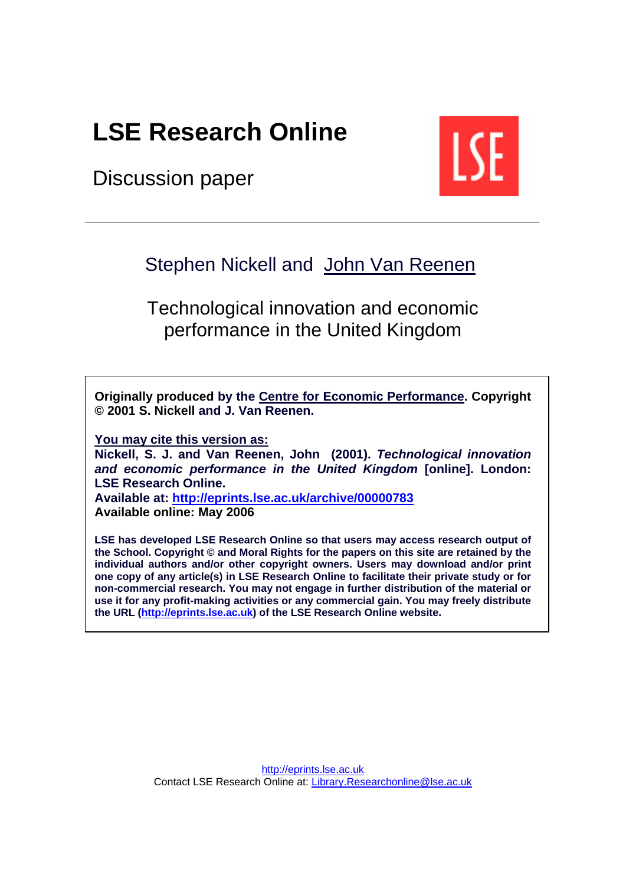# LSE Research Online

Discussion paper

Stephen Nickell and John Van Reenen

Technological innovation and economic performance in the United Kingdom

**Originally produced by the Centre for Economic Performance. Copyright © 2001 S. Nickell and J. Van Reenen.**

**You may cite this version as:**
**Nickell, S. J. and Van Reenen, John (2001).** ***Technological innovation and economic performance in the United Kingdom*** **[online]. London: LSE Research Online.**
**Available at: http://eprints.lse.ac.uk/archive/00000783**
**Available online: May 2006**

**LSE has developed LSE Research Online so that users may access research output of the School. Copyright © and Moral Rights for the papers on this site are retained by the individual authors and/or other copyright owners. Users may download and/or print one copy of any article(s) in LSE Research Online to facilitate their private study or for non-commercial research. You may not engage in further distribution of the material or use it for any profit-making activities or any commercial gain. You may freely distribute the URL (http://eprints.lse.ac.uk) of the LSE Research Online website.**

http://eprints.lse.ac.uk
Contact LSE Research Online at: Library.Researchonline@lse.ac.uk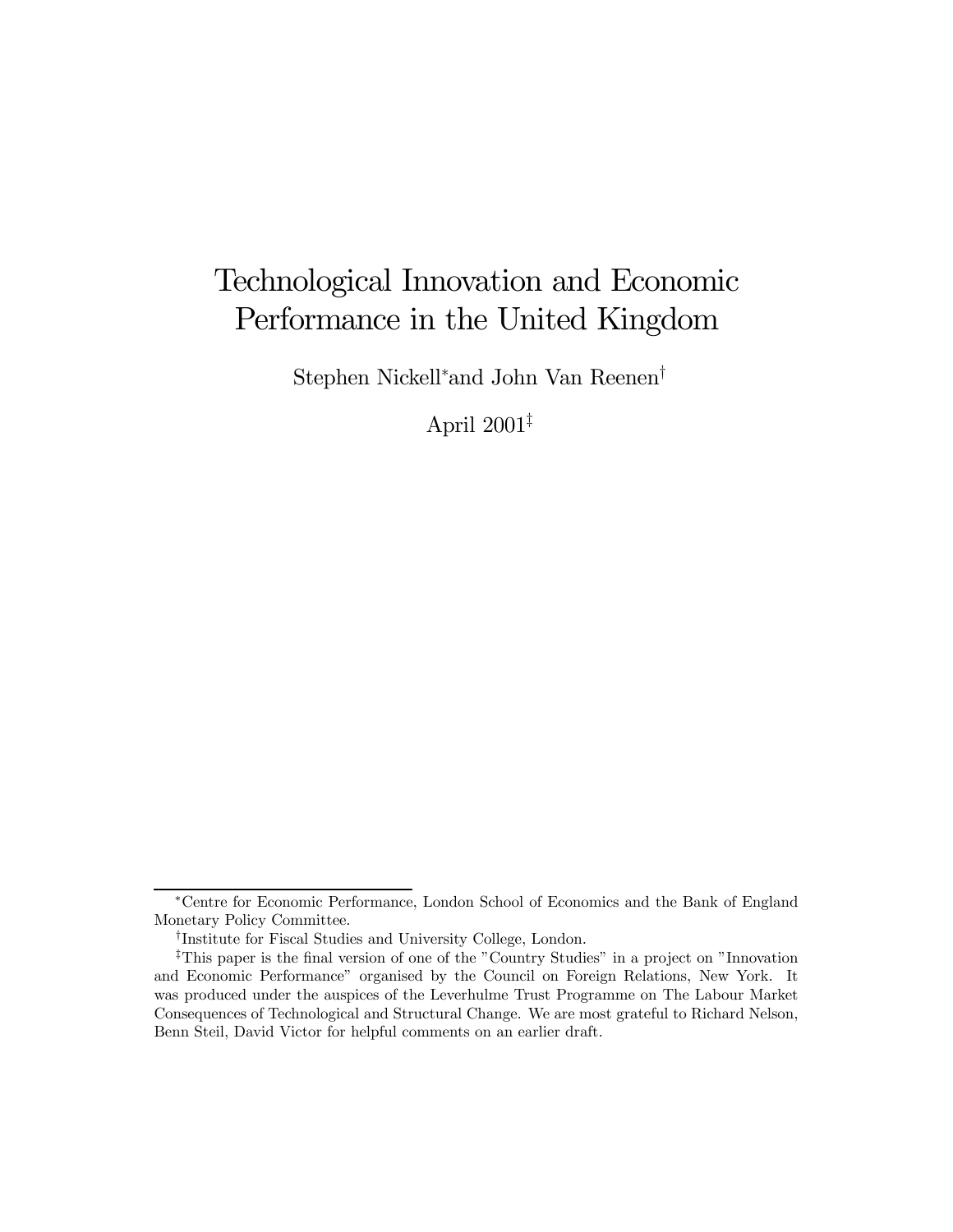# Technological Innovation and Economic Performance in the United Kingdom

Stephen Nickell[*] and John Van Reenen[†]

April 2001[‡]

[*]Centre for Economic Performance, London School of Economics and the Bank of England Monetary Policy Committee.

[†]Institute for Fiscal Studies and University College, London.

[‡]This paper is the final version of one of the "Country Studies" in a project on "Innovation and Economic Performance" organised by the Council on Foreign Relations, New York. It was produced under the auspices of the Leverhulme Trust Programme on The Labour Market Consequences of Technological and Structural Change. We are most grateful to Richard Nelson, Benn Steil, David Victor for helpful comments on an earlier draft.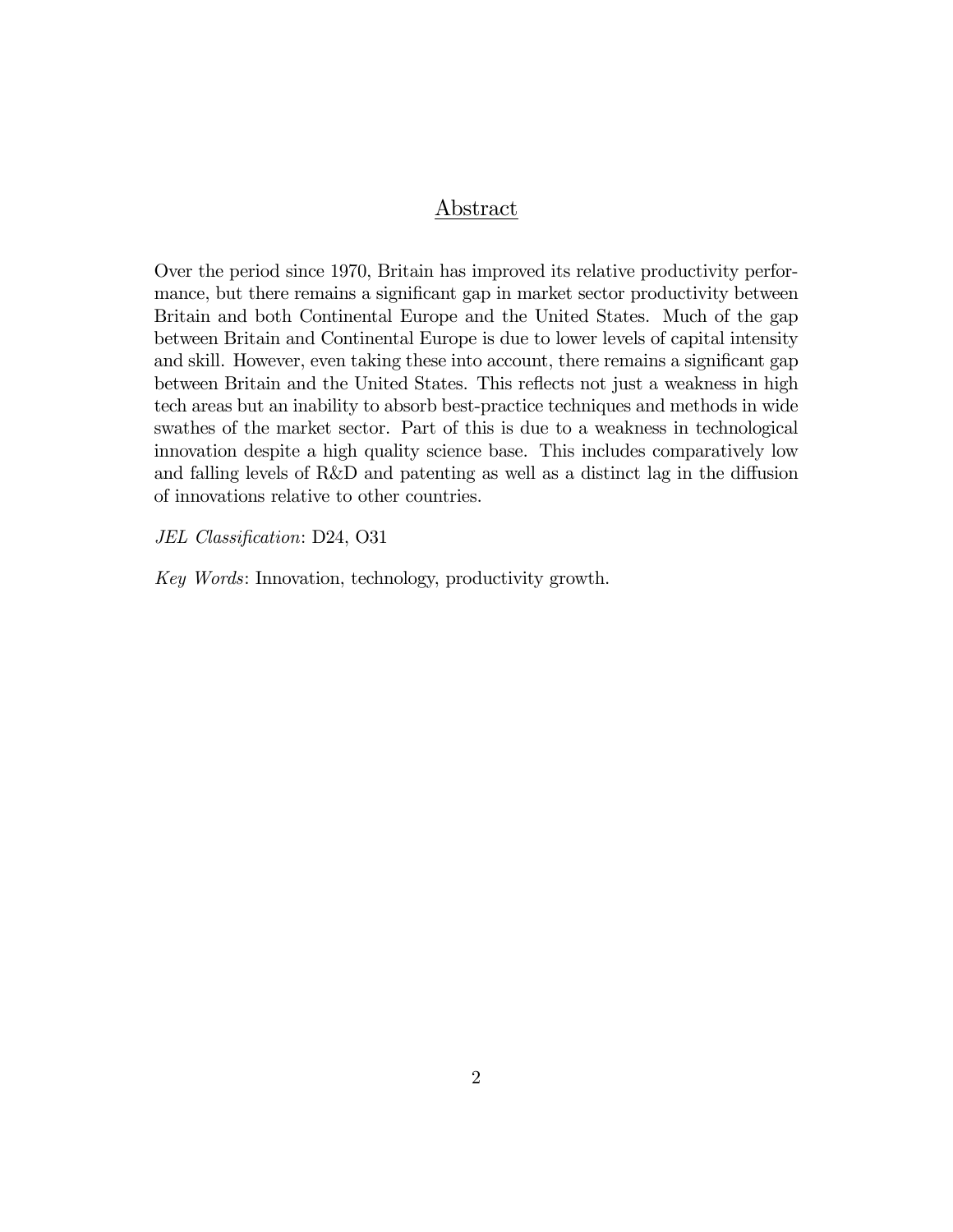## Abstract

Over the period since 1970, Britain has improved its relative productivity performance, but there remains a significant gap in market sector productivity between Britain and both Continental Europe and the United States. Much of the gap between Britain and Continental Europe is due to lower levels of capital intensity and skill. However, even taking these into account, there remains a significant gap between Britain and the United States. This reflects not just a weakness in high tech areas but an inability to absorb best-practice techniques and methods in wide swathes of the market sector. Part of this is due to a weakness in technological innovation despite a high quality science base. This includes comparatively low and falling levels of R&D and patenting as well as a distinct lag in the diffusion of innovations relative to other countries.

*JEL Classification*: D24, O31

*Key Words*: Innovation, technology, productivity growth.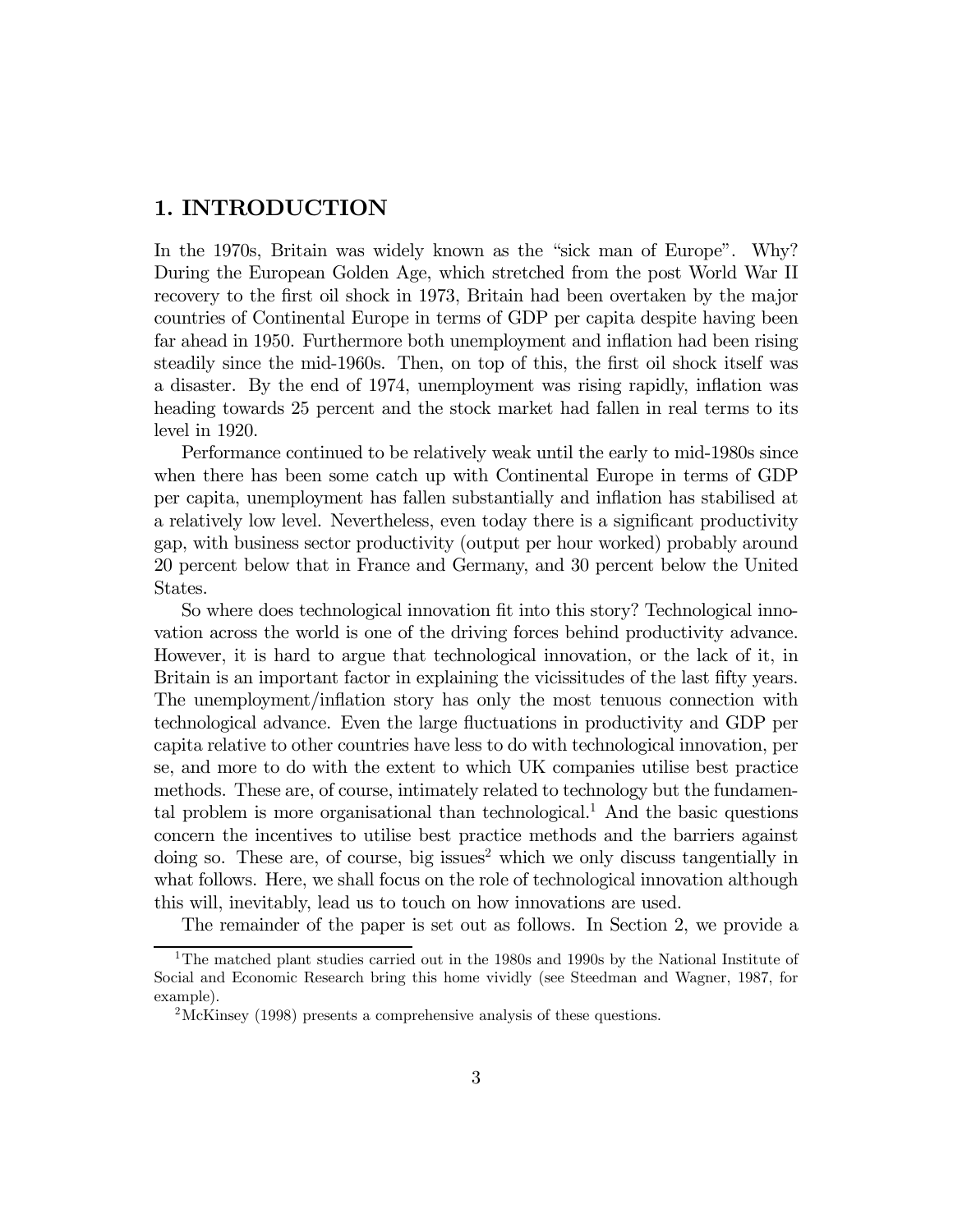# 1. INTRODUCTION

In the 1970s, Britain was widely known as the "sick man of Europe". Why? During the European Golden Age, which stretched from the post World War II recovery to the first oil shock in 1973, Britain had been overtaken by the major countries of Continental Europe in terms of GDP per capita despite having been far ahead in 1950. Furthermore both unemployment and inflation had been rising steadily since the mid-1960s. Then, on top of this, the first oil shock itself was a disaster. By the end of 1974, unemployment was rising rapidly, inflation was heading towards 25 percent and the stock market had fallen in real terms to its level in 1920.

Performance continued to be relatively weak until the early to mid-1980s since when there has been some catch up with Continental Europe in terms of GDP per capita, unemployment has fallen substantially and inflation has stabilised at a relatively low level. Nevertheless, even today there is a significant productivity gap, with business sector productivity (output per hour worked) probably around 20 percent below that in France and Germany, and 30 percent below the United States.

So where does technological innovation fit into this story? Technological innovation across the world is one of the driving forces behind productivity advance. However, it is hard to argue that technological innovation, or the lack of it, in Britain is an important factor in explaining the vicissitudes of the last fifty years. The unemployment/inflation story has only the most tenuous connection with technological advance. Even the large fluctuations in productivity and GDP per capita relative to other countries have less to do with technological innovation, per se, and more to do with the extent to which UK companies utilise best practice methods. These are, of course, intimately related to technology but the fundamental problem is more organisational than technological.[1] And the basic questions concern the incentives to utilise best practice methods and the barriers against doing so. These are, of course, big issues[2] which we only discuss tangentially in what follows. Here, we shall focus on the role of technological innovation although this will, inevitably, lead us to touch on how innovations are used.

The remainder of the paper is set out as follows. In Section 2, we provide a

[1] The matched plant studies carried out in the 1980s and 1990s by the National Institute of Social and Economic Research bring this home vividly (see Steedman and Wagner, 1987, for example).

[2] McKinsey (1998) presents a comprehensive analysis of these questions.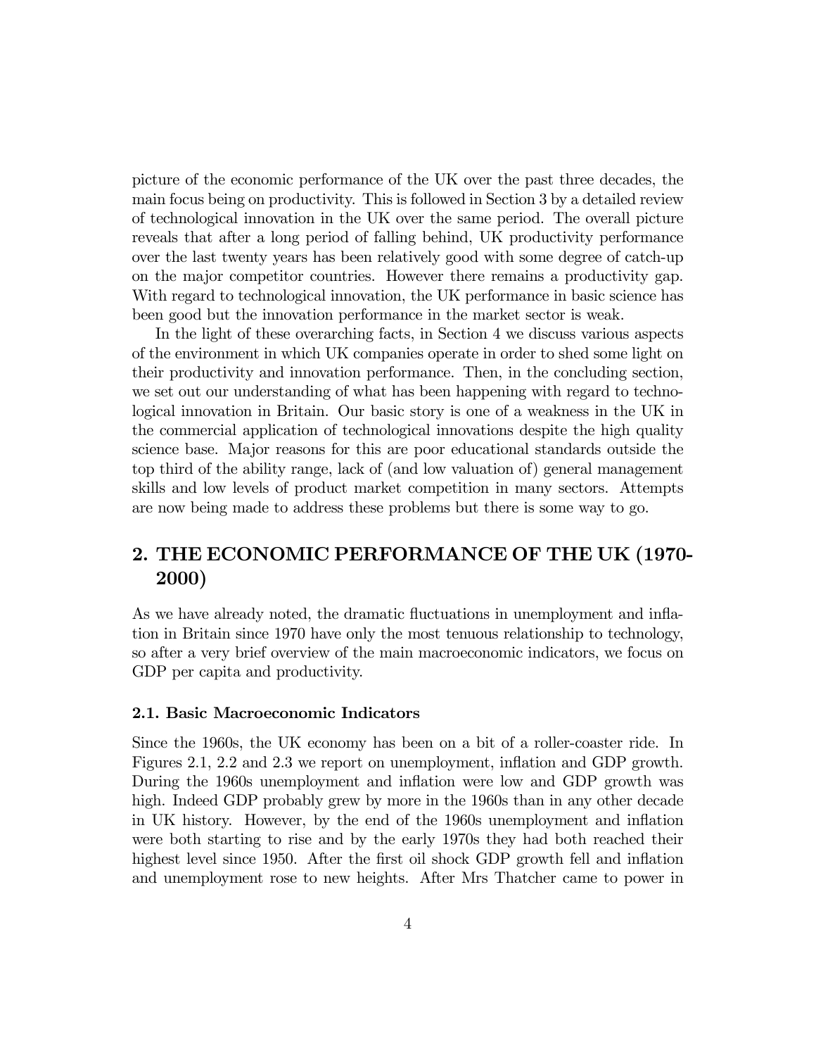picture of the economic performance of the UK over the past three decades, the main focus being on productivity. This is followed in Section 3 by a detailed review of technological innovation in the UK over the same period. The overall picture reveals that after a long period of falling behind, UK productivity performance over the last twenty years has been relatively good with some degree of catch-up on the major competitor countries. However there remains a productivity gap. With regard to technological innovation, the UK performance in basic science has been good but the innovation performance in the market sector is weak.

In the light of these overarching facts, in Section 4 we discuss various aspects of the environment in which UK companies operate in order to shed some light on their productivity and innovation performance. Then, in the concluding section, we set out our understanding of what has been happening with regard to technological innovation in Britain. Our basic story is one of a weakness in the UK in the commercial application of technological innovations despite the high quality science base. Major reasons for this are poor educational standards outside the top third of the ability range, lack of (and low valuation of) general management skills and low levels of product market competition in many sectors. Attempts are now being made to address these problems but there is some way to go.

## 2. THE ECONOMIC PERFORMANCE OF THE UK (1970-2000)

As we have already noted, the dramatic fluctuations in unemployment and inflation in Britain since 1970 have only the most tenuous relationship to technology, so after a very brief overview of the main macroeconomic indicators, we focus on GDP per capita and productivity.

### 2.1. Basic Macroeconomic Indicators

Since the 1960s, the UK economy has been on a bit of a roller-coaster ride. In Figures 2.1, 2.2 and 2.3 we report on unemployment, inflation and GDP growth. During the 1960s unemployment and inflation were low and GDP growth was high. Indeed GDP probably grew by more in the 1960s than in any other decade in UK history. However, by the end of the 1960s unemployment and inflation were both starting to rise and by the early 1970s they had both reached their highest level since 1950. After the first oil shock GDP growth fell and inflation and unemployment rose to new heights. After Mrs Thatcher came to power in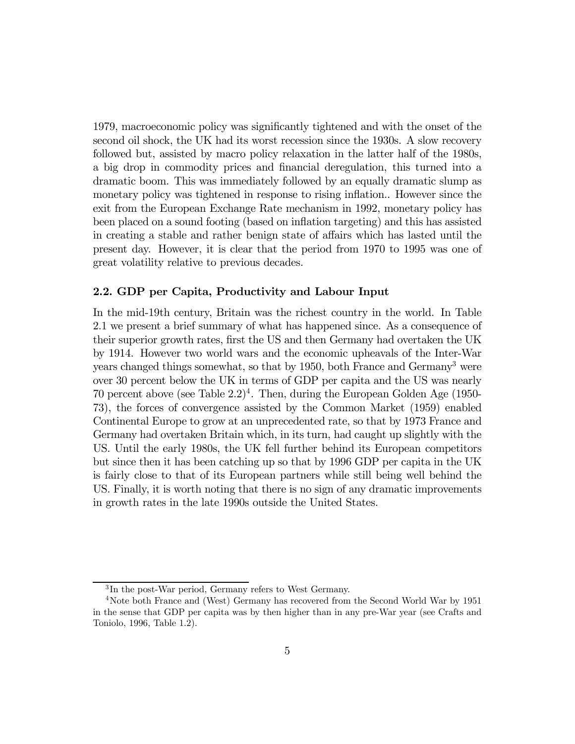1979, macroeconomic policy was significantly tightened and with the onset of the second oil shock, the UK had its worst recession since the 1930s. A slow recovery followed but, assisted by macro policy relaxation in the latter half of the 1980s, a big drop in commodity prices and financial deregulation, this turned into a dramatic boom. This was immediately followed by an equally dramatic slump as monetary policy was tightened in response to rising inflation.. However since the exit from the European Exchange Rate mechanism in 1992, monetary policy has been placed on a sound footing (based on inflation targeting) and this has assisted in creating a stable and rather benign state of affairs which has lasted until the present day. However, it is clear that the period from 1970 to 1995 was one of great volatility relative to previous decades.

### 2.2. GDP per Capita, Productivity and Labour Input

In the mid-19th century, Britain was the richest country in the world. In Table 2.1 we present a brief summary of what has happened since. As a consequence of their superior growth rates, first the US and then Germany had overtaken the UK by 1914. However two world wars and the economic upheavals of the Inter-War years changed things somewhat, so that by 1950, both France and Germany[3] were over 30 percent below the UK in terms of GDP per capita and the US was nearly 70 percent above (see Table 2.2)[4]. Then, during the European Golden Age (1950-73), the forces of convergence assisted by the Common Market (1959) enabled Continental Europe to grow at an unprecedented rate, so that by 1973 France and Germany had overtaken Britain which, in its turn, had caught up slightly with the US. Until the early 1980s, the UK fell further behind its European competitors but since then it has been catching up so that by 1996 GDP per capita in the UK is fairly close to that of its European partners while still being well behind the US. Finally, it is worth noting that there is no sign of any dramatic improvements in growth rates in the late 1990s outside the United States.

[3] In the post-War period, Germany refers to West Germany.

[4] Note both France and (West) Germany has recovered from the Second World War by 1951 in the sense that GDP per capita was by then higher than in any pre-War year (see Crafts and Toniolo, 1996, Table 1.2).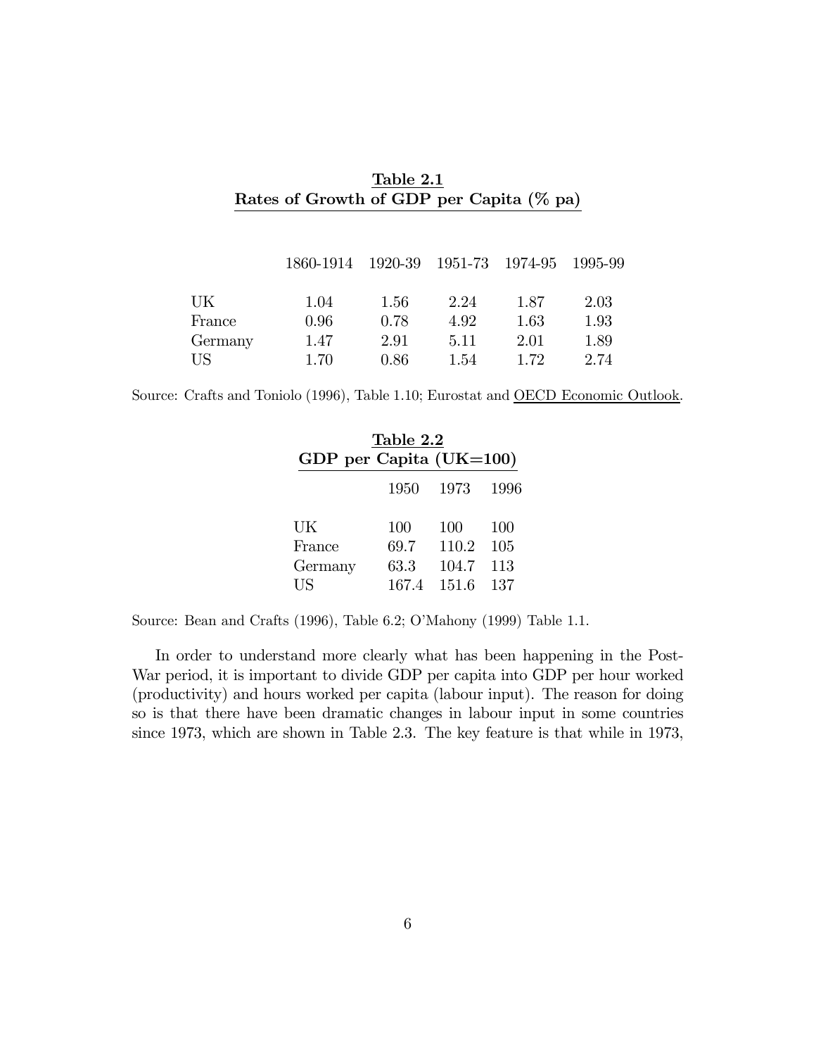**Table 2.1**
**Rates of Growth of GDP per Capita (% pa)**

| | 1860-1914 | 1920-39 | 1951-73 | 1974-95 | 1995-99 |
|---|---|---|---|---|---|
| UK | 1.04 | 1.56 | 2.24 | 1.87 | 2.03 |
| France | 0.96 | 0.78 | 4.92 | 1.63 | 1.93 |
| Germany | 1.47 | 2.91 | 5.11 | 2.01 | 1.89 |
| US | 1.70 | 0.86 | 1.54 | 1.72 | 2.74 |

Source: Crafts and Toniolo (1996), Table 1.10; Eurostat and OECD Economic Outlook.

**Table 2.2**
**GDP per Capita (UK=100)**

| | 1950 | 1973 | 1996 |
|---|---|---|---|
| UK | 100 | 100 | 100 |
| France | 69.7 | 110.2 | 105 |
| Germany | 63.3 | 104.7 | 113 |
| US | 167.4 | 151.6 | 137 |

Source: Bean and Crafts (1996), Table 6.2; O'Mahony (1999) Table 1.1.

In order to understand more clearly what has been happening in the Post-War period, it is important to divide GDP per capita into GDP per hour worked (productivity) and hours worked per capita (labour input). The reason for doing so is that there have been dramatic changes in labour input in some countries since 1973, which are shown in Table 2.3. The key feature is that while in 1973,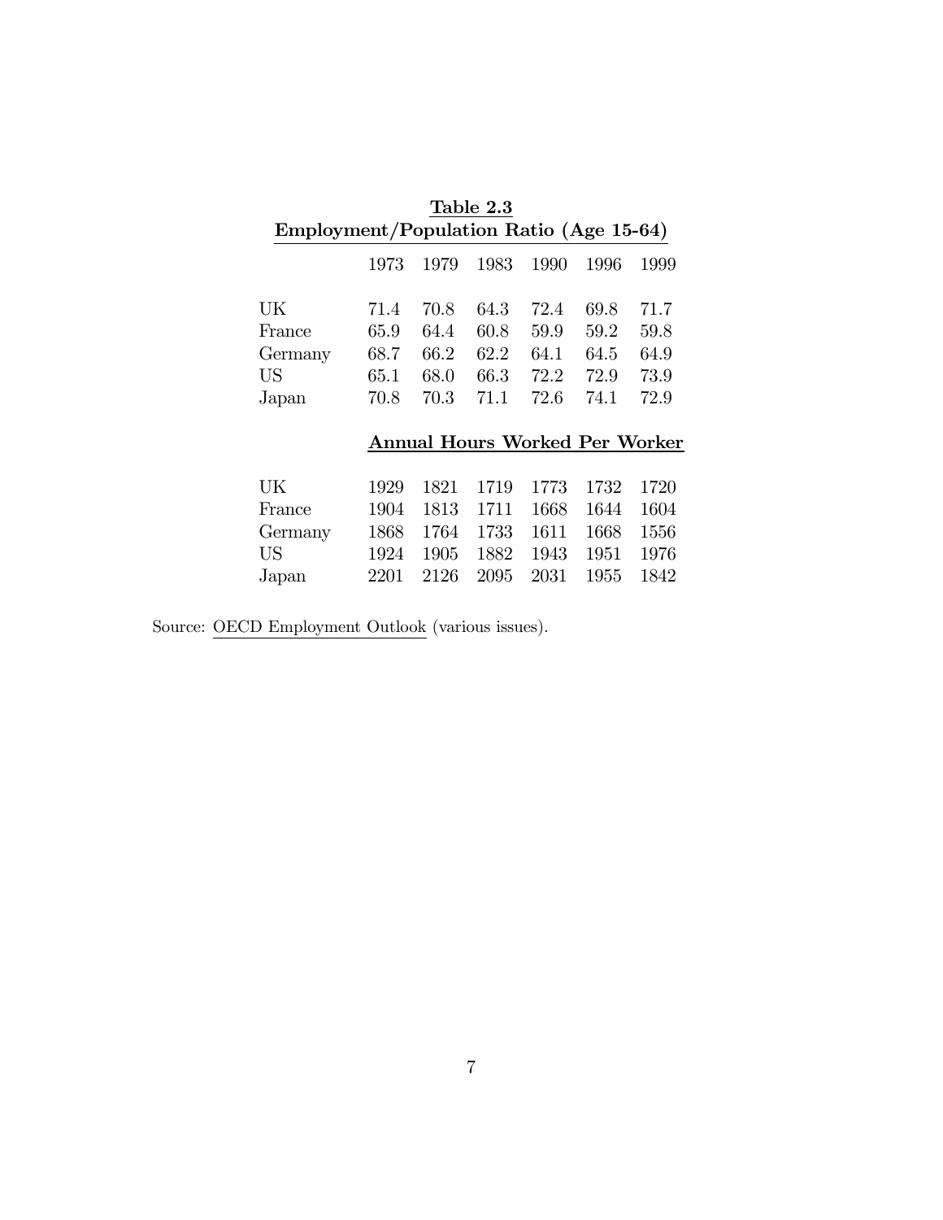**Table 2.3**

**Employment/Population Ratio (Age 15-64)**

| | 1973 | 1979 | 1983 | 1990 | 1996 | 1999 |
|---|---|---|---|---|---|---|
| UK | 71.4 | 70.8 | 64.3 | 72.4 | 69.8 | 71.7 |
| France | 65.9 | 64.4 | 60.8 | 59.9 | 59.2 | 59.8 |
| Germany | 68.7 | 66.2 | 62.2 | 64.1 | 64.5 | 64.9 |
| US | 65.1 | 68.0 | 66.3 | 72.2 | 72.9 | 73.9 |
| Japan | 70.8 | 70.3 | 71.1 | 72.6 | 74.1 | 72.9 |
| | **Annual Hours Worked Per Worker** | | | | | |
| UK | 1929 | 1821 | 1719 | 1773 | 1732 | 1720 |
| France | 1904 | 1813 | 1711 | 1668 | 1644 | 1604 |
| Germany | 1868 | 1764 | 1733 | 1611 | 1668 | 1556 |
| US | 1924 | 1905 | 1882 | 1943 | 1951 | 1976 |
| Japan | 2201 | 2126 | 2095 | 2031 | 1955 | 1842 |

Source: OECD Employment Outlook (various issues).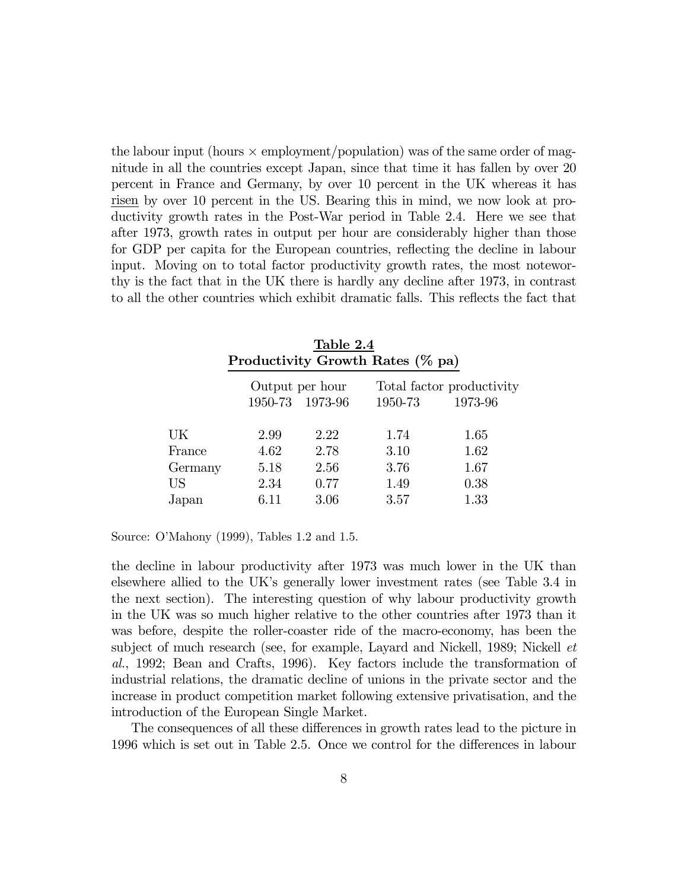the labour input (hours × employment/population) was of the same order of magnitude in all the countries except Japan, since that time it has fallen by over 20 percent in France and Germany, by over 10 percent in the UK whereas it has <u>risen</u> by over 10 percent in the US. Bearing this in mind, we now look at productivity growth rates in the Post-War period in Table 2.4. Here we see that after 1973, growth rates in output per hour are considerably higher than those for GDP per capita for the European countries, reflecting the decline in labour input. Moving on to total factor productivity growth rates, the most noteworthy is the fact that in the UK there is hardly any decline after 1973, in contrast to all the other countries which exhibit dramatic falls. This reflects the fact that

**Table 2.4**
**Productivity Growth Rates (% pa)**

| | Output per hour | | Total factor productivity | |
|---|---|---|---|---|
| | 1950-73 | 1973-96 | 1950-73 | 1973-96 |
| UK | 2.99 | 2.22 | 1.74 | 1.65 |
| France | 4.62 | 2.78 | 3.10 | 1.62 |
| Germany | 5.18 | 2.56 | 3.76 | 1.67 |
| US | 2.34 | 0.77 | 1.49 | 0.38 |
| Japan | 6.11 | 3.06 | 3.57 | 1.33 |

Source: O'Mahony (1999), Tables 1.2 and 1.5.

the decline in labour productivity after 1973 was much lower in the UK than elsewhere allied to the UK's generally lower investment rates (see Table 3.4 in the next section). The interesting question of why labour productivity growth in the UK was so much higher relative to the other countries after 1973 than it was before, despite the roller-coaster ride of the macro-economy, has been the subject of much research (see, for example, Layard and Nickell, 1989; Nickell *et al.*, 1992; Bean and Crafts, 1996). Key factors include the transformation of industrial relations, the dramatic decline of unions in the private sector and the increase in product competition market following extensive privatisation, and the introduction of the European Single Market.

The consequences of all these differences in growth rates lead to the picture in 1996 which is set out in Table 2.5. Once we control for the differences in labour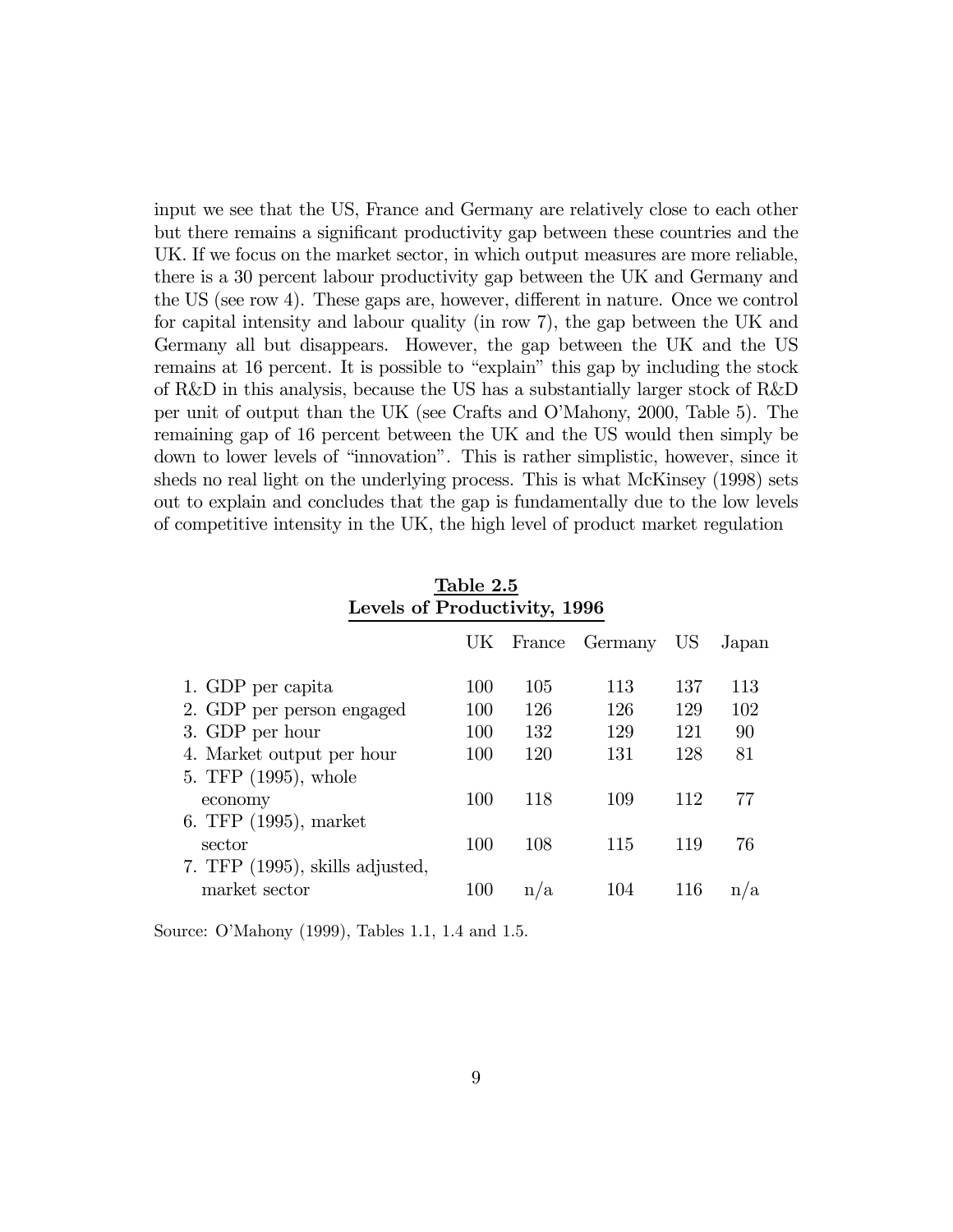input we see that the US, France and Germany are relatively close to each other but there remains a significant productivity gap between these countries and the UK. If we focus on the market sector, in which output measures are more reliable, there is a 30 percent labour productivity gap between the UK and Germany and the US (see row 4). These gaps are, however, different in nature. Once we control for capital intensity and labour quality (in row 7), the gap between the UK and Germany all but disappears. However, the gap between the UK and the US remains at 16 percent. It is possible to "explain" this gap by including the stock of R&D in this analysis, because the US has a substantially larger stock of R&D per unit of output than the UK (see Crafts and O'Mahony, 2000, Table 5). The remaining gap of 16 percent between the UK and the US would then simply be down to lower levels of "innovation". This is rather simplistic, however, since it sheds no real light on the underlying process. This is what McKinsey (1998) sets out to explain and concludes that the gap is fundamentally due to the low levels of competitive intensity in the UK, the high level of product market regulation

**Table 2.5**
**Levels of Productivity, 1996**

| | UK | France | Germany | US | Japan |
|---|---|---|---|---|---|
| 1. GDP per capita | 100 | 105 | 113 | 137 | 113 |
| 2. GDP per person engaged | 100 | 126 | 126 | 129 | 102 |
| 3. GDP per hour | 100 | 132 | 129 | 121 | 90 |
| 4. Market output per hour | 100 | 120 | 131 | 128 | 81 |
| 5. TFP (1995), whole economy | 100 | 118 | 109 | 112 | 77 |
| 6. TFP (1995), market sector | 100 | 108 | 115 | 119 | 76 |
| 7. TFP (1995), skills adjusted, market sector | 100 | n/a | 104 | 116 | n/a |

Source: O'Mahony (1999), Tables 1.1, 1.4 and 1.5.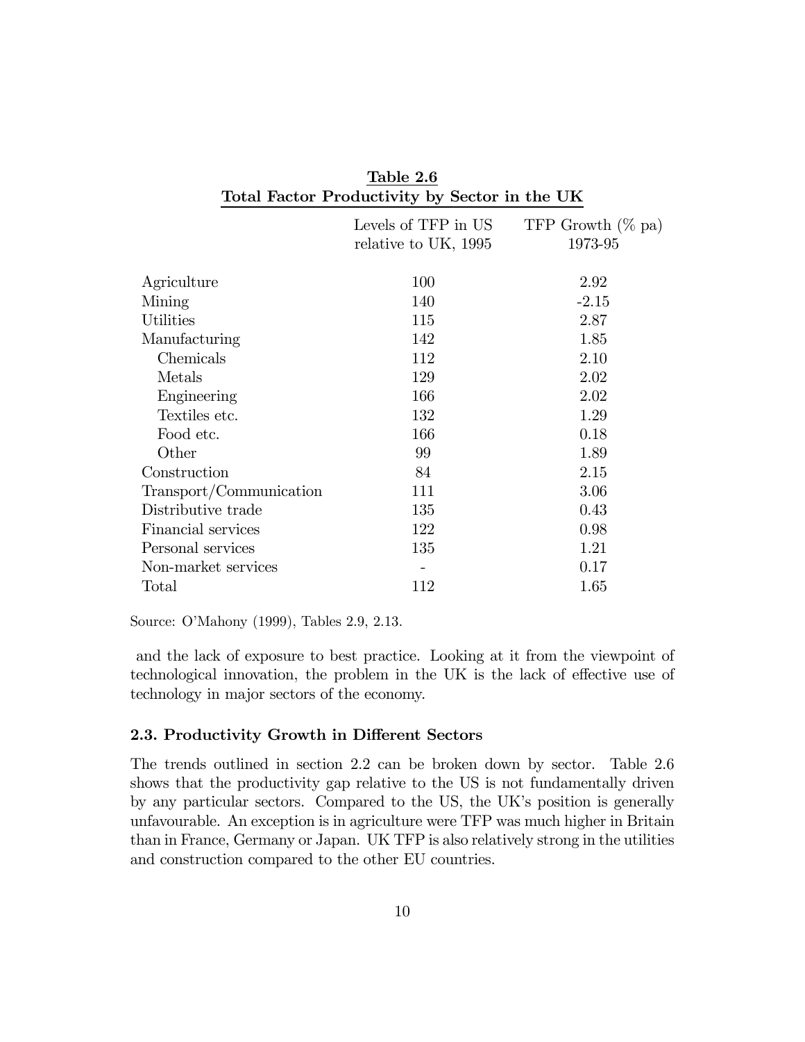**Table 2.6**
**Total Factor Productivity by Sector in the UK**

| | Levels of TFP in US relative to UK, 1995 | TFP Growth (% pa) 1973-95 |
|---|---|---|
| Agriculture | 100 | 2.92 |
| Mining | 140 | -2.15 |
| Utilities | 115 | 2.87 |
| Manufacturing | 142 | 1.85 |
| Chemicals | 112 | 2.10 |
| Metals | 129 | 2.02 |
| Engineering | 166 | 2.02 |
| Textiles etc. | 132 | 1.29 |
| Food etc. | 166 | 0.18 |
| Other | 99 | 1.89 |
| Construction | 84 | 2.15 |
| Transport/Communication | 111 | 3.06 |
| Distributive trade | 135 | 0.43 |
| Financial services | 122 | 0.98 |
| Personal services | 135 | 1.21 |
| Non-market services | - | 0.17 |
| Total | 112 | 1.65 |

Source: O'Mahony (1999), Tables 2.9, 2.13.

and the lack of exposure to best practice. Looking at it from the viewpoint of technological innovation, the problem in the UK is the lack of effective use of technology in major sectors of the economy.

### 2.3. Productivity Growth in Different Sectors

The trends outlined in section 2.2 can be broken down by sector. Table 2.6 shows that the productivity gap relative to the US is not fundamentally driven by any particular sectors. Compared to the US, the UK's position is generally unfavourable. An exception is in agriculture were TFP was much higher in Britain than in France, Germany or Japan. UK TFP is also relatively strong in the utilities and construction compared to the other EU countries.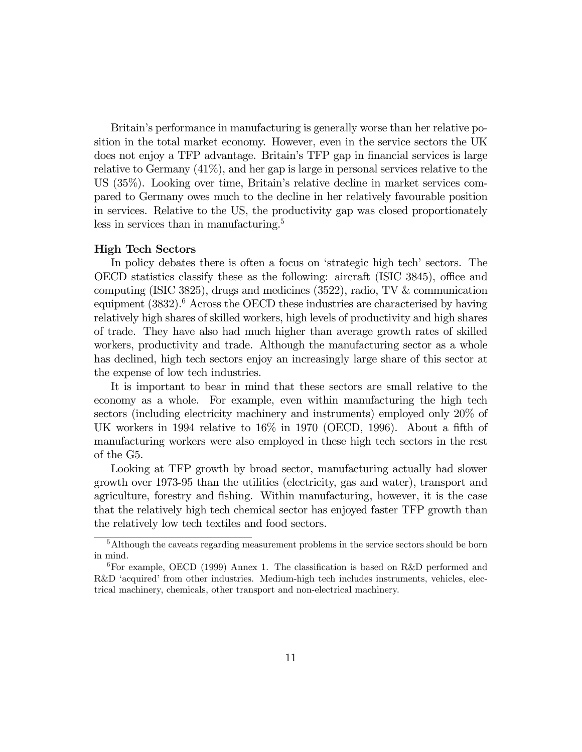Britain's performance in manufacturing is generally worse than her relative position in the total market economy. However, even in the service sectors the UK does not enjoy a TFP advantage. Britain's TFP gap in financial services is large relative to Germany (41%), and her gap is large in personal services relative to the US (35%). Looking over time, Britain's relative decline in market services compared to Germany owes much to the decline in her relatively favourable position in services. Relative to the US, the productivity gap was closed proportionately less in services than in manufacturing.[5]

**High Tech Sectors**

In policy debates there is often a focus on 'strategic high tech' sectors. The OECD statistics classify these as the following: aircraft (ISIC 3845), office and computing (ISIC 3825), drugs and medicines (3522), radio, TV & communication equipment (3832).[6] Across the OECD these industries are characterised by having relatively high shares of skilled workers, high levels of productivity and high shares of trade. They have also had much higher than average growth rates of skilled workers, productivity and trade. Although the manufacturing sector as a whole has declined, high tech sectors enjoy an increasingly large share of this sector at the expense of low tech industries.

It is important to bear in mind that these sectors are small relative to the economy as a whole. For example, even within manufacturing the high tech sectors (including electricity machinery and instruments) employed only 20% of UK workers in 1994 relative to 16% in 1970 (OECD, 1996). About a fifth of manufacturing workers were also employed in these high tech sectors in the rest of the G5.

Looking at TFP growth by broad sector, manufacturing actually had slower growth over 1973-95 than the utilities (electricity, gas and water), transport and agriculture, forestry and fishing. Within manufacturing, however, it is the case that the relatively high tech chemical sector has enjoyed faster TFP growth than the relatively low tech textiles and food sectors.

---

[5] Although the caveats regarding measurement problems in the service sectors should be born in mind.

[6] For example, OECD (1999) Annex 1. The classification is based on R&D performed and R&D 'acquired' from other industries. Medium-high tech includes instruments, vehicles, electrical machinery, chemicals, other transport and non-electrical machinery.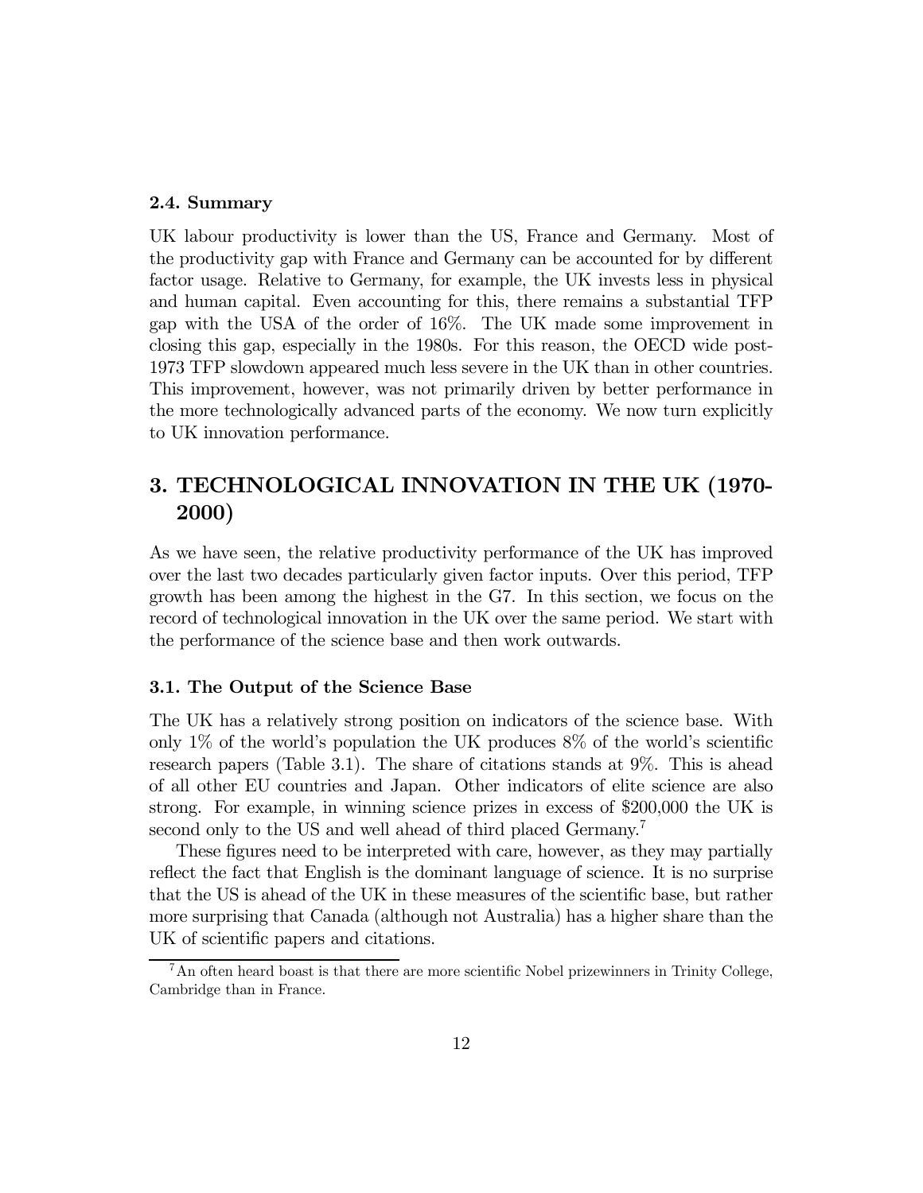### 2.4. Summary

UK labour productivity is lower than the US, France and Germany. Most of the productivity gap with France and Germany can be accounted for by different factor usage. Relative to Germany, for example, the UK invests less in physical and human capital. Even accounting for this, there remains a substantial TFP gap with the USA of the order of 16%. The UK made some improvement in closing this gap, especially in the 1980s. For this reason, the OECD wide post-1973 TFP slowdown appeared much less severe in the UK than in other countries. This improvement, however, was not primarily driven by better performance in the more technologically advanced parts of the economy. We now turn explicitly to UK innovation performance.

## 3. TECHNOLOGICAL INNOVATION IN THE UK (1970-2000)

As we have seen, the relative productivity performance of the UK has improved over the last two decades particularly given factor inputs. Over this period, TFP growth has been among the highest in the G7. In this section, we focus on the record of technological innovation in the UK over the same period. We start with the performance of the science base and then work outwards.

### 3.1. The Output of the Science Base

The UK has a relatively strong position on indicators of the science base. With only 1% of the world's population the UK produces 8% of the world's scientific research papers (Table 3.1). The share of citations stands at 9%. This is ahead of all other EU countries and Japan. Other indicators of elite science are also strong. For example, in winning science prizes in excess of $200,000 the UK is second only to the US and well ahead of third placed Germany.[7]

These figures need to be interpreted with care, however, as they may partially reflect the fact that English is the dominant language of science. It is no surprise that the US is ahead of the UK in these measures of the scientific base, but rather more surprising that Canada (although not Australia) has a higher share than the UK of scientific papers and citations.

[7] An often heard boast is that there are more scientific Nobel prizewinners in Trinity College, Cambridge than in France.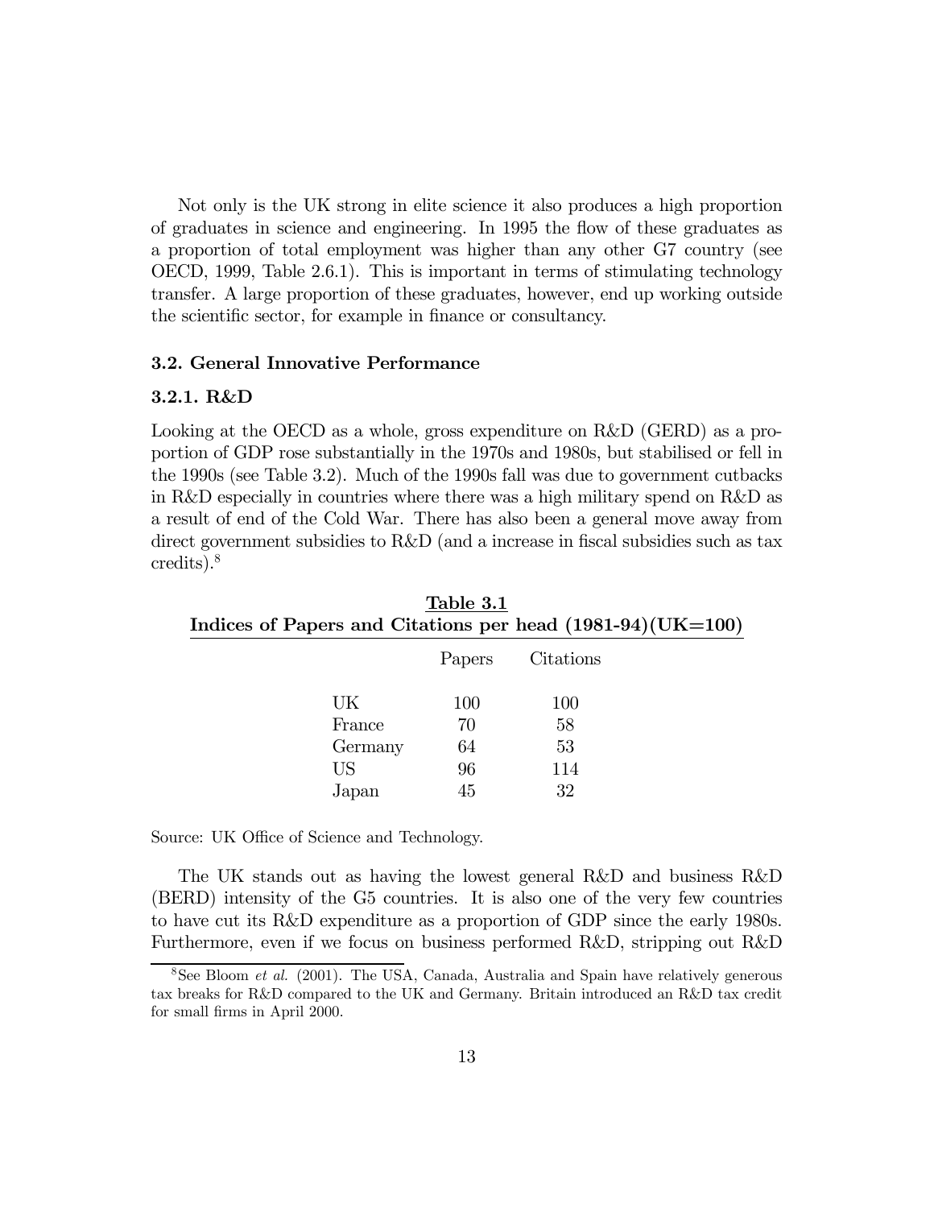Not only is the UK strong in elite science it also produces a high proportion of graduates in science and engineering. In 1995 the flow of these graduates as a proportion of total employment was higher than any other G7 country (see OECD, 1999, Table 2.6.1). This is important in terms of stimulating technology transfer. A large proportion of these graduates, however, end up working outside the scientific sector, for example in finance or consultancy.

### 3.2. General Innovative Performance

#### 3.2.1. R&D

Looking at the OECD as a whole, gross expenditure on R&D (GERD) as a proportion of GDP rose substantially in the 1970s and 1980s, but stabilised or fell in the 1990s (see Table 3.2). Much of the 1990s fall was due to government cutbacks in R&D especially in countries where there was a high military spend on R&D as a result of end of the Cold War. There has also been a general move away from direct government subsidies to R&D (and a increase in fiscal subsidies such as tax credits).[8]

**Table 3.1**
**Indices of Papers and Citations per head (1981-94)(UK=100)**

| | Papers | Citations |
|---|---|---|
| UK | 100 | 100 |
| France | 70 | 58 |
| Germany | 64 | 53 |
| US | 96 | 114 |
| Japan | 45 | 32 |

Source: UK Office of Science and Technology.

The UK stands out as having the lowest general R&D and business R&D (BERD) intensity of the G5 countries. It is also one of the very few countries to have cut its R&D expenditure as a proportion of GDP since the early 1980s. Furthermore, even if we focus on business performed R&D, stripping out R&D

[8] See Bloom *et al.* (2001). The USA, Canada, Australia and Spain have relatively generous tax breaks for R&D compared to the UK and Germany. Britain introduced an R&D tax credit for small firms in April 2000.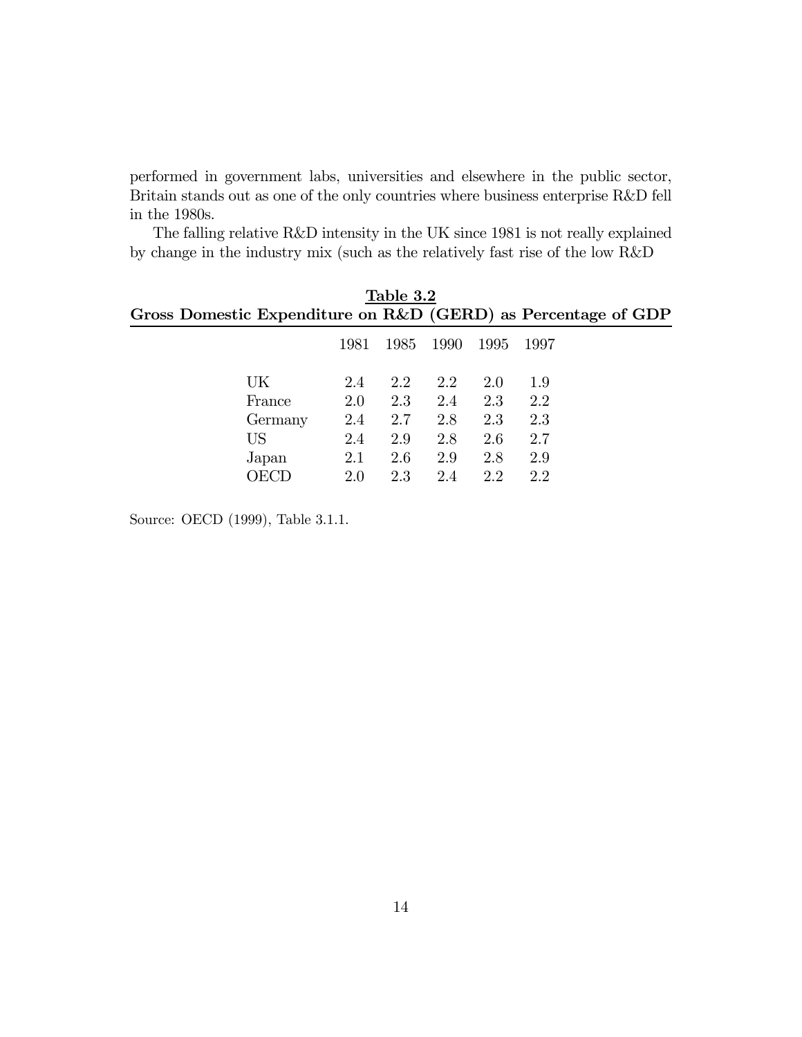performed in government labs, universities and elsewhere in the public sector, Britain stands out as one of the only countries where business enterprise R&D fell in the 1980s.

The falling relative R&D intensity in the UK since 1981 is not really explained by change in the industry mix (such as the relatively fast rise of the low R&D

**Table 3.2**
**Gross Domestic Expenditure on R&D (GERD) as Percentage of GDP**

| | 1981 | 1985 | 1990 | 1995 | 1997 |
|---|---|---|---|---|---|
| UK | 2.4 | 2.2 | 2.2 | 2.0 | 1.9 |
| France | 2.0 | 2.3 | 2.4 | 2.3 | 2.2 |
| Germany | 2.4 | 2.7 | 2.8 | 2.3 | 2.3 |
| US | 2.4 | 2.9 | 2.8 | 2.6 | 2.7 |
| Japan | 2.1 | 2.6 | 2.9 | 2.8 | 2.9 |
| OECD | 2.0 | 2.3 | 2.4 | 2.2 | 2.2 |

Source: OECD (1999), Table 3.1.1.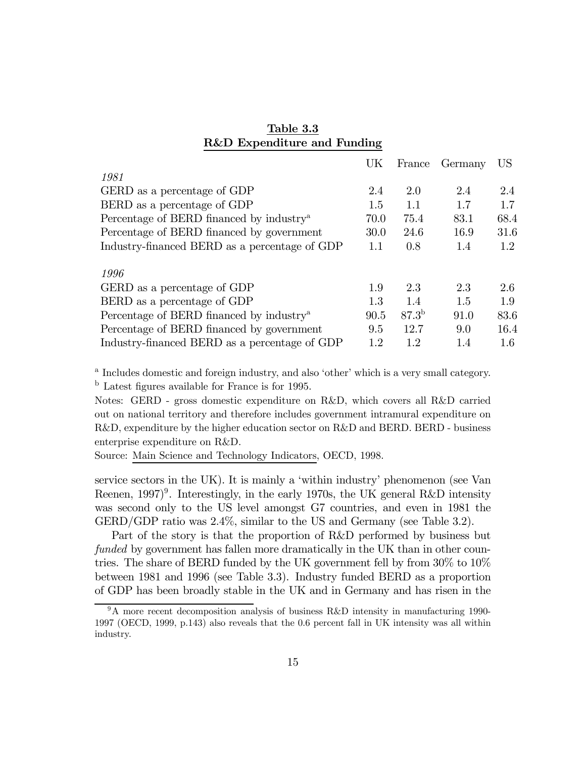**Table 3.3**
**R&D Expenditure and Funding**

| | UK | France | Germany | US |
|---|---|---|---|---|
| *1981* | | | | |
| GERD as a percentage of GDP | 2.4 | 2.0 | 2.4 | 2.4 |
| BERD as a percentage of GDP | 1.5 | 1.1 | 1.7 | 1.7 |
| Percentage of BERD financed by industry[a] | 70.0 | 75.4 | 83.1 | 68.4 |
| Percentage of BERD financed by government | 30.0 | 24.6 | 16.9 | 31.6 |
| Industry-financed BERD as a percentage of GDP | 1.1 | 0.8 | 1.4 | 1.2 |
| *1996* | | | | |
| GERD as a percentage of GDP | 1.9 | 2.3 | 2.3 | 2.6 |
| BERD as a percentage of GDP | 1.3 | 1.4 | 1.5 | 1.9 |
| Percentage of BERD financed by industry[a] | 90.5 | 87.3[b] | 91.0 | 83.6 |
| Percentage of BERD financed by government | 9.5 | 12.7 | 9.0 | 16.4 |
| Industry-financed BERD as a percentage of GDP | 1.2 | 1.2 | 1.4 | 1.6 |

[a] Includes domestic and foreign industry, and also 'other' which is a very small category.
[b] Latest figures available for France is for 1995.

Notes: GERD - gross domestic expenditure on R&D, which covers all R&D carried out on national territory and therefore includes government intramural expenditure on R&D, expenditure by the higher education sector on R&D and BERD. BERD - business enterprise expenditure on R&D.

Source: Main Science and Technology Indicators, OECD, 1998.

service sectors in the UK). It is mainly a 'within industry' phenomenon (see Van Reenen, 1997)[9]. Interestingly, in the early 1970s, the UK general R&D intensity was second only to the US level amongst G7 countries, and even in 1981 the GERD/GDP ratio was 2.4%, similar to the US and Germany (see Table 3.2).

Part of the story is that the proportion of R&D performed by business but *funded* by government has fallen more dramatically in the UK than in other countries. The share of BERD funded by the UK government fell by from 30% to 10% between 1981 and 1996 (see Table 3.3). Industry funded BERD as a proportion of GDP has been broadly stable in the UK and in Germany and has risen in the

[9] A more recent decomposition analysis of business R&D intensity in manufacturing 1990-1997 (OECD, 1999, p.143) also reveals that the 0.6 percent fall in UK intensity was all within industry.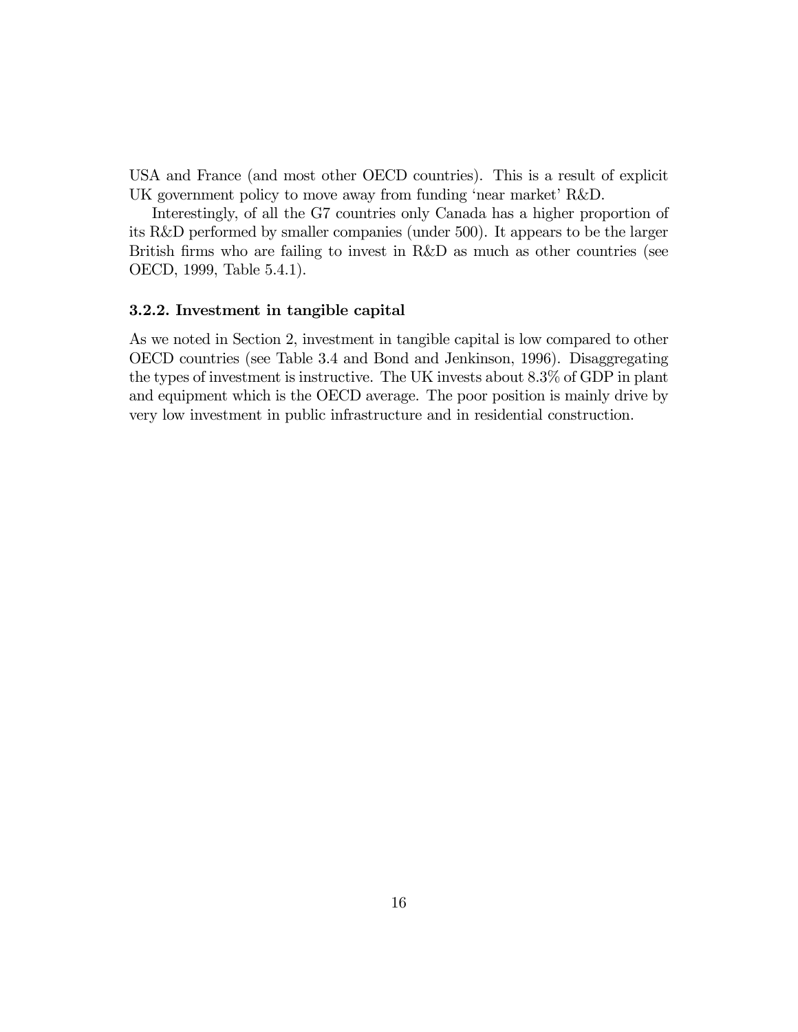USA and France (and most other OECD countries). This is a result of explicit UK government policy to move away from funding 'near market' R&D.

Interestingly, of all the G7 countries only Canada has a higher proportion of its R&D performed by smaller companies (under 500). It appears to be the larger British firms who are failing to invest in R&D as much as other countries (see OECD, 1999, Table 5.4.1).

### 3.2.2. Investment in tangible capital

As we noted in Section 2, investment in tangible capital is low compared to other OECD countries (see Table 3.4 and Bond and Jenkinson, 1996). Disaggregating the types of investment is instructive. The UK invests about 8.3% of GDP in plant and equipment which is the OECD average. The poor position is mainly drive by very low investment in public infrastructure and in residential construction.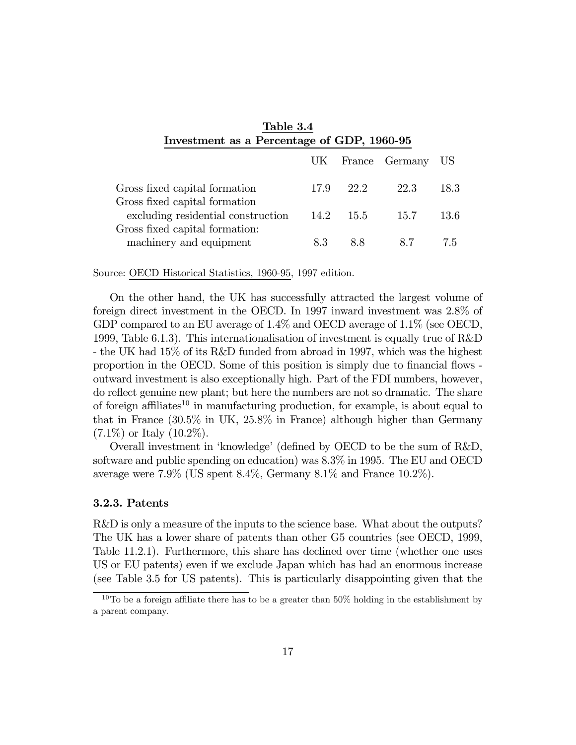**Table 3.4**
**Investment as a Percentage of GDP, 1960-95**

| | UK | France | Germany | US |
|---|---|---|---|---|
| Gross fixed capital formation | 17.9 | 22.2 | 22.3 | 18.3 |
| Gross fixed capital formation excluding residential construction | 14.2 | 15.5 | 15.7 | 13.6 |
| Gross fixed capital formation: machinery and equipment | 8.3 | 8.8 | 8.7 | 7.5 |

Source: OECD Historical Statistics, 1960-95, 1997 edition.

On the other hand, the UK has successfully attracted the largest volume of foreign direct investment in the OECD. In 1997 inward investment was 2.8% of GDP compared to an EU average of 1.4% and OECD average of 1.1% (see OECD, 1999, Table 6.1.3). This internationalisation of investment is equally true of R&D - the UK had 15% of its R&D funded from abroad in 1997, which was the highest proportion in the OECD. Some of this position is simply due to financial flows - outward investment is also exceptionally high. Part of the FDI numbers, however, do reflect genuine new plant; but here the numbers are not so dramatic. The share of foreign affiliates[10] in manufacturing production, for example, is about equal to that in France (30.5% in UK, 25.8% in France) although higher than Germany (7.1%) or Italy (10.2%).

Overall investment in 'knowledge' (defined by OECD to be the sum of R&D, software and public spending on education) was 8.3% in 1995. The EU and OECD average were 7.9% (US spent 8.4%, Germany 8.1% and France 10.2%).

### 3.2.3. Patents

R&D is only a measure of the inputs to the science base. What about the outputs? The UK has a lower share of patents than other G5 countries (see OECD, 1999, Table 11.2.1). Furthermore, this share has declined over time (whether one uses US or EU patents) even if we exclude Japan which has had an enormous increase (see Table 3.5 for US patents). This is particularly disappointing given that the

[10] To be a foreign affiliate there has to be a greater than 50% holding in the establishment by a parent company.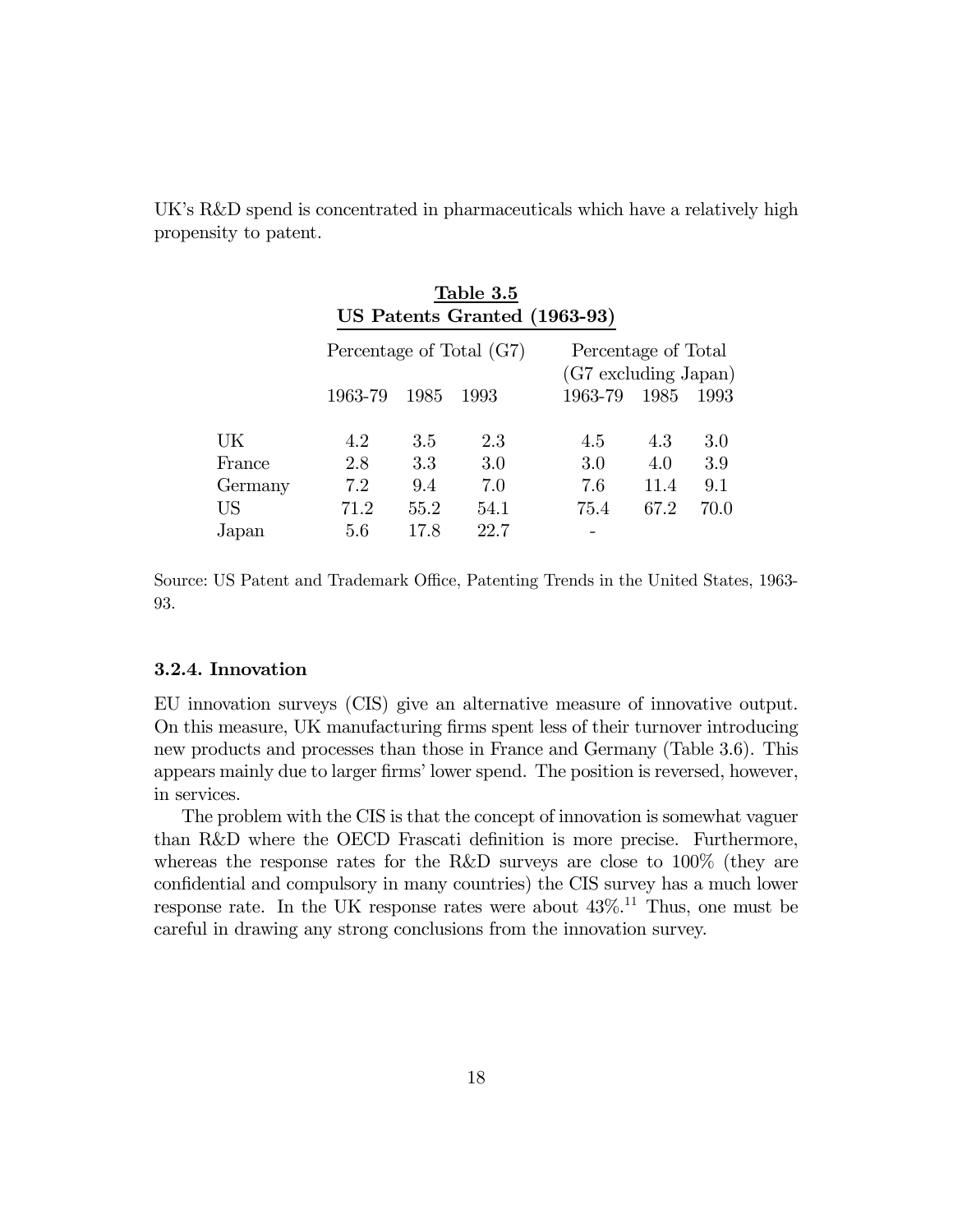UK's R&D spend is concentrated in pharmaceuticals which have a relatively high propensity to patent.

**Table 3.5**
**US Patents Granted (1963-93)**

| | Percentage of Total (G7) | | | Percentage of Total (G7 excluding Japan) | | |
|---|---|---|---|---|---|---|
| | 1963-79 | 1985 | 1993 | 1963-79 | 1985 | 1993 |
| UK | 4.2 | 3.5 | 2.3 | 4.5 | 4.3 | 3.0 |
| France | 2.8 | 3.3 | 3.0 | 3.0 | 4.0 | 3.9 |
| Germany | 7.2 | 9.4 | 7.0 | 7.6 | 11.4 | 9.1 |
| US | 71.2 | 55.2 | 54.1 | 75.4 | 67.2 | 70.0 |
| Japan | 5.6 | 17.8 | 22.7 | - | | |

Source: US Patent and Trademark Office, Patenting Trends in the United States, 1963-93.

### 3.2.4. Innovation

EU innovation surveys (CIS) give an alternative measure of innovative output. On this measure, UK manufacturing firms spent less of their turnover introducing new products and processes than those in France and Germany (Table 3.6). This appears mainly due to larger firms' lower spend. The position is reversed, however, in services.

The problem with the CIS is that the concept of innovation is somewhat vaguer than R&D where the OECD Frascati definition is more precise. Furthermore, whereas the response rates for the R&D surveys are close to 100% (they are confidential and compulsory in many countries) the CIS survey has a much lower response rate. In the UK response rates were about 43%.[11] Thus, one must be careful in drawing any strong conclusions from the innovation survey.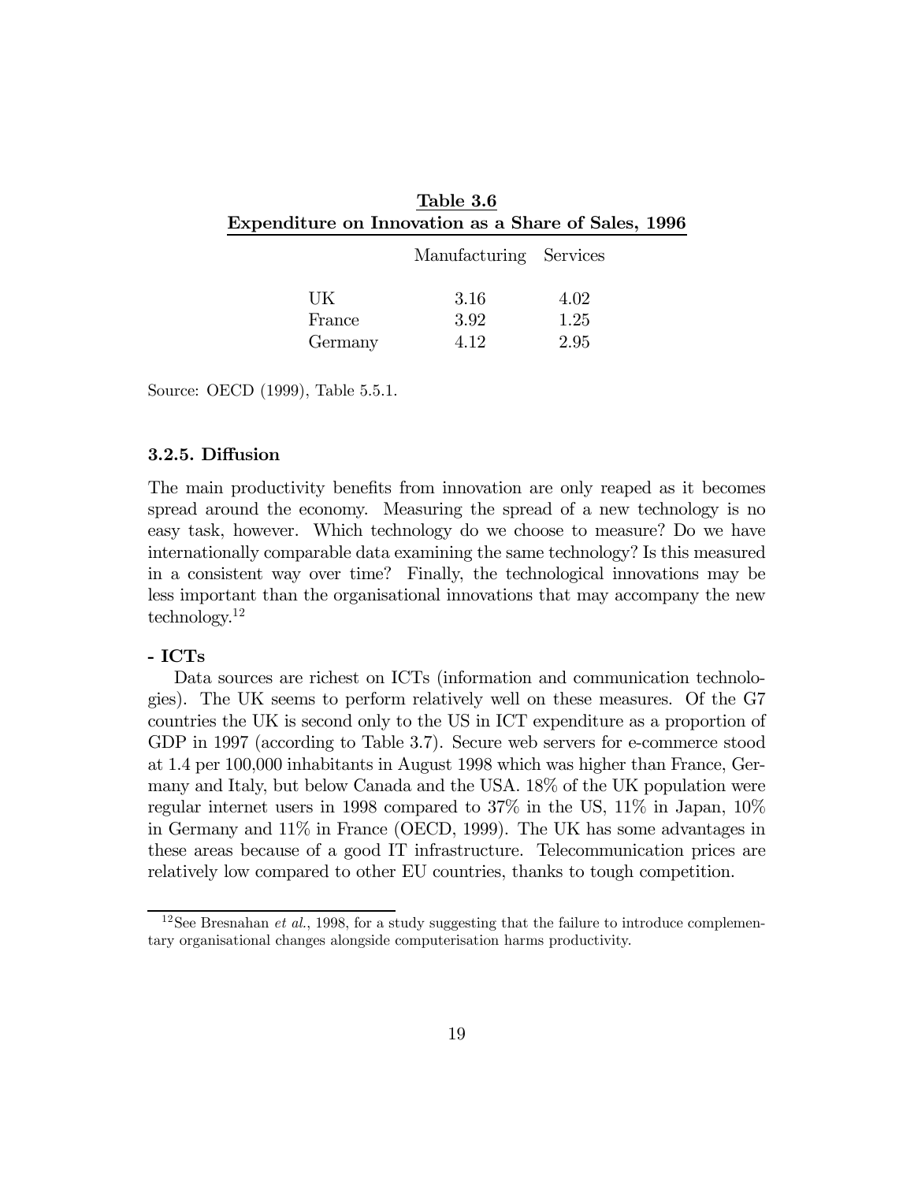**Table 3.6**
**Expenditure on Innovation as a Share of Sales, 1996**

| | Manufacturing | Services |
|---|---|---|
| UK | 3.16 | 4.02 |
| France | 3.92 | 1.25 |
| Germany | 4.12 | 2.95 |

Source: OECD (1999), Table 5.5.1.

### 3.2.5. Diffusion

The main productivity benefits from innovation are only reaped as it becomes spread around the economy. Measuring the spread of a new technology is no easy task, however. Which technology do we choose to measure? Do we have internationally comparable data examining the same technology? Is this measured in a consistent way over time? Finally, the technological innovations may be less important than the organisational innovations that may accompany the new technology.[12]

**- ICTs**

Data sources are richest on ICTs (information and communication technologies). The UK seems to perform relatively well on these measures. Of the G7 countries the UK is second only to the US in ICT expenditure as a proportion of GDP in 1997 (according to Table 3.7). Secure web servers for e-commerce stood at 1.4 per 100,000 inhabitants in August 1998 which was higher than France, Germany and Italy, but below Canada and the USA. 18% of the UK population were regular internet users in 1998 compared to 37% in the US, 11% in Japan, 10% in Germany and 11% in France (OECD, 1999). The UK has some advantages in these areas because of a good IT infrastructure. Telecommunication prices are relatively low compared to other EU countries, thanks to tough competition.

[12] See Bresnahan *et al.*, 1998, for a study suggesting that the failure to introduce complementary organisational changes alongside computerisation harms productivity.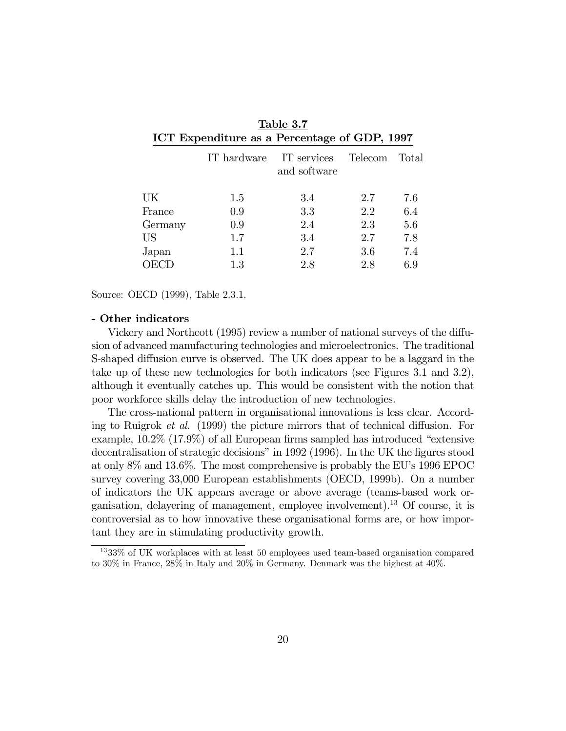**Table 3.7**
**ICT Expenditure as a Percentage of GDP, 1997**

| | IT hardware | IT services and software | Telecom | Total |
|---|---|---|---|---|
| UK | 1.5 | 3.4 | 2.7 | 7.6 |
| France | 0.9 | 3.3 | 2.2 | 6.4 |
| Germany | 0.9 | 2.4 | 2.3 | 5.6 |
| US | 1.7 | 3.4 | 2.7 | 7.8 |
| Japan | 1.1 | 2.7 | 3.6 | 7.4 |
| OECD | 1.3 | 2.8 | 2.8 | 6.9 |

Source: OECD (1999), Table 2.3.1.

**- Other indicators**

Vickery and Northcott (1995) review a number of national surveys of the diffusion of advanced manufacturing technologies and microelectronics. The traditional S-shaped diffusion curve is observed. The UK does appear to be a laggard in the take up of these new technologies for both indicators (see Figures 3.1 and 3.2), although it eventually catches up. This would be consistent with the notion that poor workforce skills delay the introduction of new technologies.

The cross-national pattern in organisational innovations is less clear. According to Ruigrok *et al.* (1999) the picture mirrors that of technical diffusion. For example, 10.2% (17.9%) of all European firms sampled has introduced "extensive decentralisation of strategic decisions" in 1992 (1996). In the UK the figures stood at only 8% and 13.6%. The most comprehensive is probably the EU's 1996 EPOC survey covering 33,000 European establishments (OECD, 1999b). On a number of indicators the UK appears average or above average (teams-based work organisation, delayering of management, employee involvement).[13] Of course, it is controversial as to how innovative these organisational forms are, or how important they are in stimulating productivity growth.

[13] 33% of UK workplaces with at least 50 employees used team-based organisation compared to 30% in France, 28% in Italy and 20% in Germany. Denmark was the highest at 40%.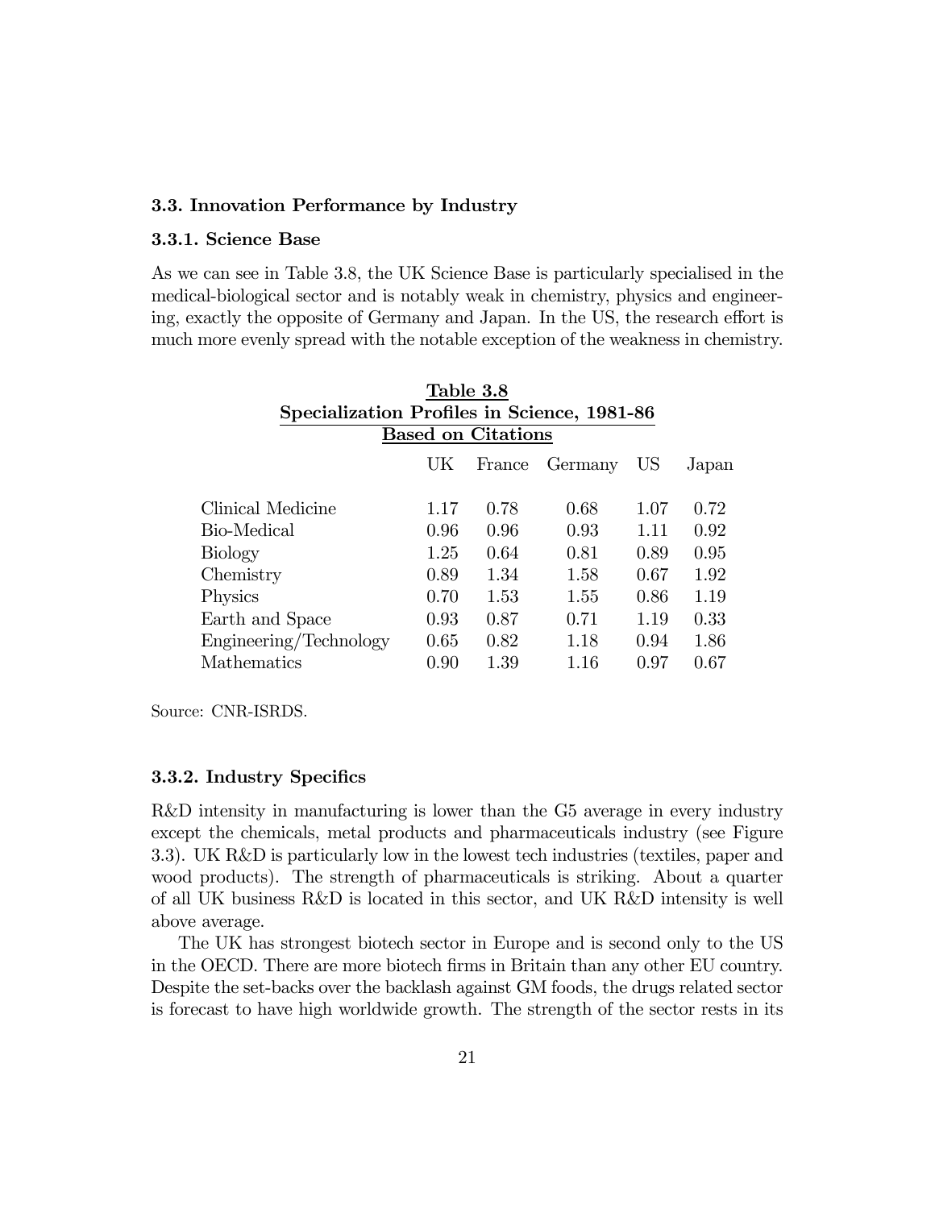### 3.3. Innovation Performance by Industry

#### 3.3.1. Science Base

As we can see in Table 3.8, the UK Science Base is particularly specialised in the medical-biological sector and is notably weak in chemistry, physics and engineering, exactly the opposite of Germany and Japan. In the US, the research effort is much more evenly spread with the notable exception of the weakness in chemistry.

**Table 3.8**
**Specialization Profiles in Science, 1981-86**
**Based on Citations**

| | UK | France | Germany | US | Japan |
|---|---|---|---|---|---|
| Clinical Medicine | 1.17 | 0.78 | 0.68 | 1.07 | 0.72 |
| Bio-Medical | 0.96 | 0.96 | 0.93 | 1.11 | 0.92 |
| Biology | 1.25 | 0.64 | 0.81 | 0.89 | 0.95 |
| Chemistry | 0.89 | 1.34 | 1.58 | 0.67 | 1.92 |
| Physics | 0.70 | 1.53 | 1.55 | 0.86 | 1.19 |
| Earth and Space | 0.93 | 0.87 | 0.71 | 1.19 | 0.33 |
| Engineering/Technology | 0.65 | 0.82 | 1.18 | 0.94 | 1.86 |
| Mathematics | 0.90 | 1.39 | 1.16 | 0.97 | 0.67 |

Source: CNR-ISRDS.

#### 3.3.2. Industry Specifics

R&D intensity in manufacturing is lower than the G5 average in every industry except the chemicals, metal products and pharmaceuticals industry (see Figure 3.3). UK R&D is particularly low in the lowest tech industries (textiles, paper and wood products). The strength of pharmaceuticals is striking. About a quarter of all UK business R&D is located in this sector, and UK R&D intensity is well above average.

The UK has strongest biotech sector in Europe and is second only to the US in the OECD. There are more biotech firms in Britain than any other EU country. Despite the set-backs over the backlash against GM foods, the drugs related sector is forecast to have high worldwide growth. The strength of the sector rests in its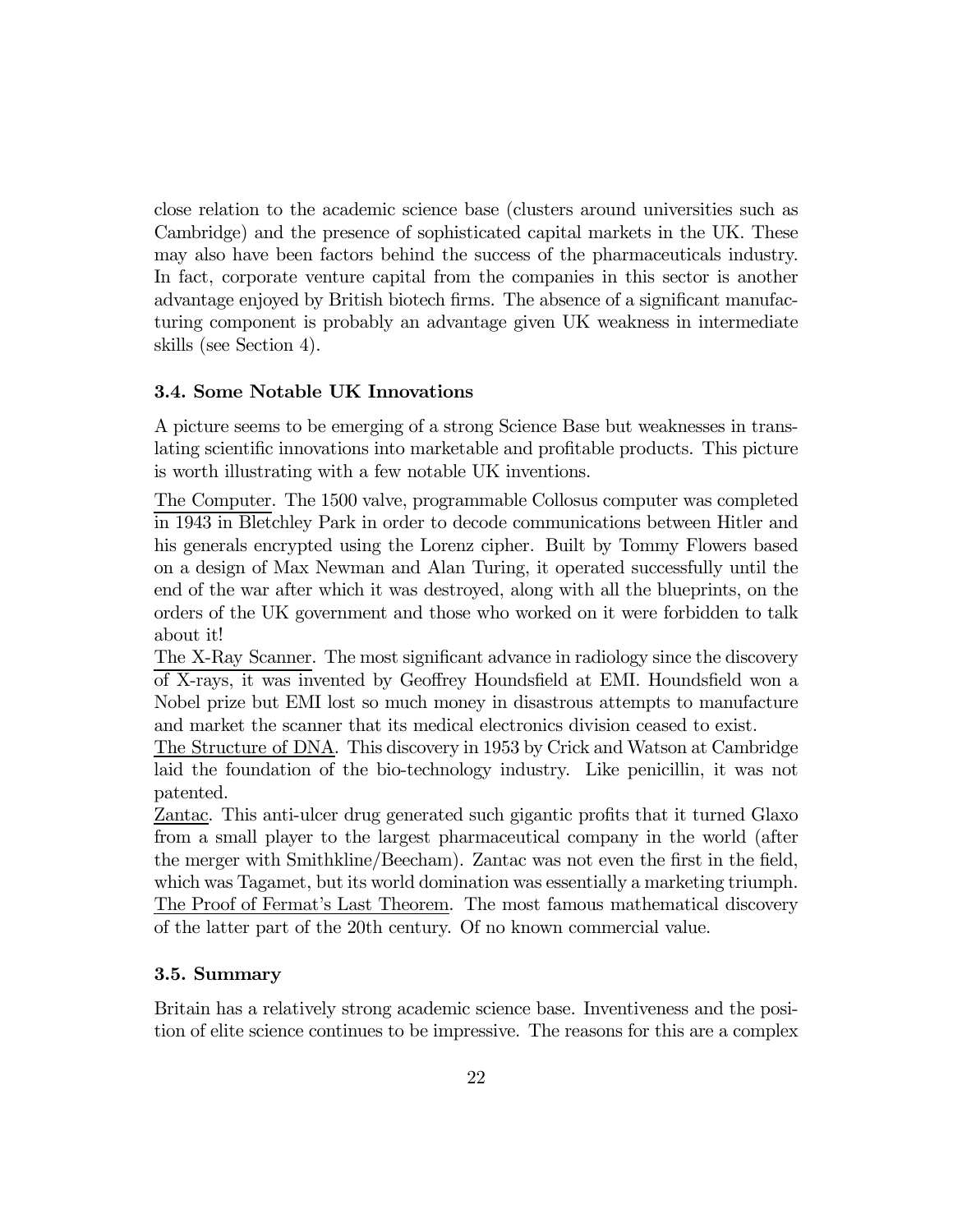close relation to the academic science base (clusters around universities such as Cambridge) and the presence of sophisticated capital markets in the UK. These may also have been factors behind the success of the pharmaceuticals industry. In fact, corporate venture capital from the companies in this sector is another advantage enjoyed by British biotech firms. The absence of a significant manufacturing component is probably an advantage given UK weakness in intermediate skills (see Section 4).

### 3.4. Some Notable UK Innovations

A picture seems to be emerging of a strong Science Base but weaknesses in translating scientific innovations into marketable and profitable products. This picture is worth illustrating with a few notable UK inventions.

The Computer. The 1500 valve, programmable Collosus computer was completed in 1943 in Bletchley Park in order to decode communications between Hitler and his generals encrypted using the Lorenz cipher. Built by Tommy Flowers based on a design of Max Newman and Alan Turing, it operated successfully until the end of the war after which it was destroyed, along with all the blueprints, on the orders of the UK government and those who worked on it were forbidden to talk about it!

The X-Ray Scanner. The most significant advance in radiology since the discovery of X-rays, it was invented by Geoffrey Houndsfield at EMI. Houndsfield won a Nobel prize but EMI lost so much money in disastrous attempts to manufacture and market the scanner that its medical electronics division ceased to exist.

The Structure of DNA. This discovery in 1953 by Crick and Watson at Cambridge laid the foundation of the bio-technology industry. Like penicillin, it was not patented.

Zantac. This anti-ulcer drug generated such gigantic profits that it turned Glaxo from a small player to the largest pharmaceutical company in the world (after the merger with Smithkline/Beecham). Zantac was not even the first in the field, which was Tagamet, but its world domination was essentially a marketing triumph.

The Proof of Fermat's Last Theorem. The most famous mathematical discovery of the latter part of the 20th century. Of no known commercial value.

### 3.5. Summary

Britain has a relatively strong academic science base. Inventiveness and the position of elite science continues to be impressive. The reasons for this are a complex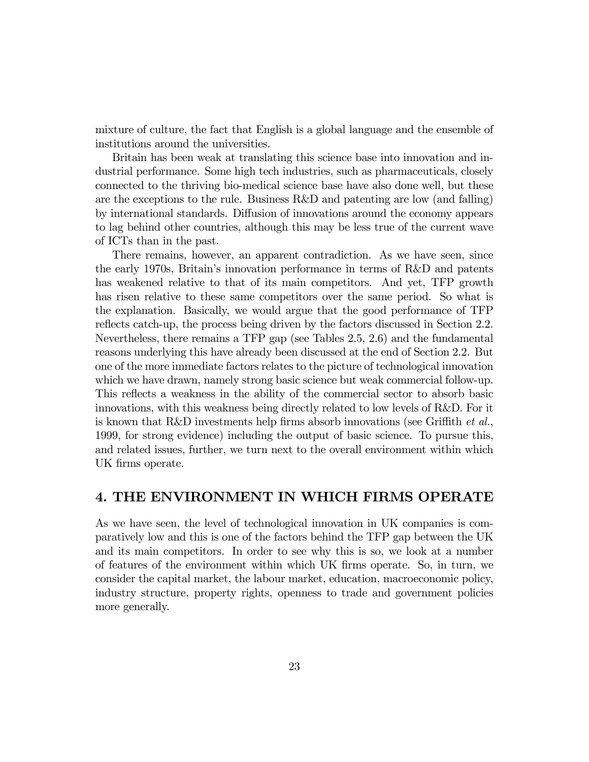mixture of culture, the fact that English is a global language and the ensemble of institutions around the universities.

Britain has been weak at translating this science base into innovation and industrial performance. Some high tech industries, such as pharmaceuticals, closely connected to the thriving bio-medical science base have also done well, but these are the exceptions to the rule. Business R&D and patenting are low (and falling) by international standards. Diffusion of innovations around the economy appears to lag behind other countries, although this may be less true of the current wave of ICTs than in the past.

There remains, however, an apparent contradiction. As we have seen, since the early 1970s, Britain's innovation performance in terms of R&D and patents has weakened relative to that of its main competitors. And yet, TFP growth has risen relative to these same competitors over the same period. So what is the explanation. Basically, we would argue that the good performance of TFP reflects catch-up, the process being driven by the factors discussed in Section 2.2. Nevertheless, there remains a TFP gap (see Tables 2.5, 2.6) and the fundamental reasons underlying this have already been discussed at the end of Section 2.2. But one of the more immediate factors relates to the picture of technological innovation which we have drawn, namely strong basic science but weak commercial follow-up. This reflects a weakness in the ability of the commercial sector to absorb basic innovations, with this weakness being directly related to low levels of R&D. For it is known that R&D investments help firms absorb innovations (see Griffith *et al.*, 1999, for strong evidence) including the output of basic science. To pursue this, and related issues, further, we turn next to the overall environment within which UK firms operate.

# 4. THE ENVIRONMENT IN WHICH FIRMS OPERATE

As we have seen, the level of technological innovation in UK companies is comparatively low and this is one of the factors behind the TFP gap between the UK and its main competitors. In order to see why this is so, we look at a number of features of the environment within which UK firms operate. So, in turn, we consider the capital market, the labour market, education, macroeconomic policy, industry structure, property rights, openness to trade and government policies more generally.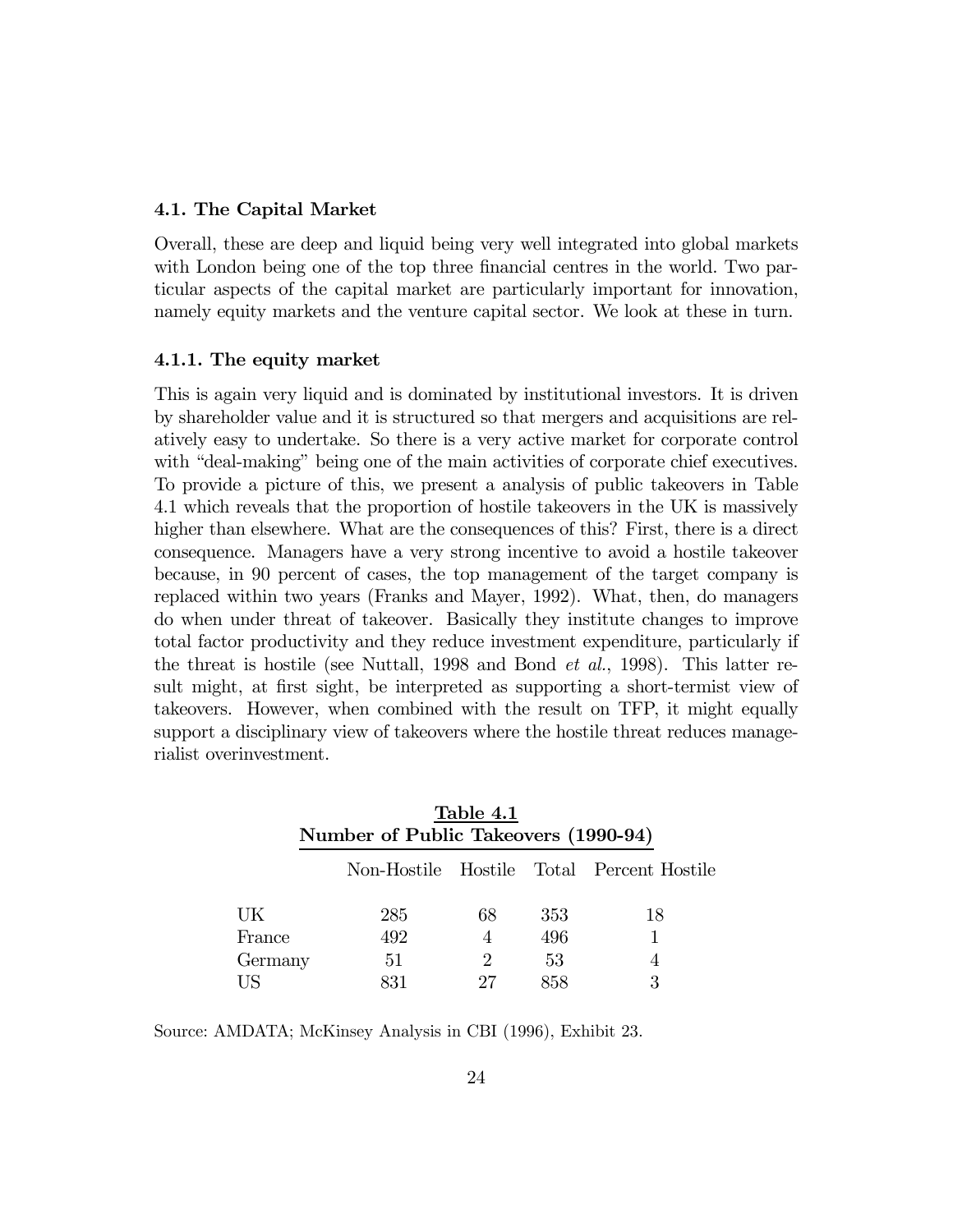### 4.1. The Capital Market

Overall, these are deep and liquid being very well integrated into global markets with London being one of the top three financial centres in the world. Two particular aspects of the capital market are particularly important for innovation, namely equity markets and the venture capital sector. We look at these in turn.

#### 4.1.1. The equity market

This is again very liquid and is dominated by institutional investors. It is driven by shareholder value and it is structured so that mergers and acquisitions are relatively easy to undertake. So there is a very active market for corporate control with "deal-making" being one of the main activities of corporate chief executives. To provide a picture of this, we present a analysis of public takeovers in Table 4.1 which reveals that the proportion of hostile takeovers in the UK is massively higher than elsewhere. What are the consequences of this? First, there is a direct consequence. Managers have a very strong incentive to avoid a hostile takeover because, in 90 percent of cases, the top management of the target company is replaced within two years (Franks and Mayer, 1992). What, then, do managers do when under threat of takeover. Basically they institute changes to improve total factor productivity and they reduce investment expenditure, particularly if the threat is hostile (see Nuttall, 1998 and Bond *et al.*, 1998). This latter result might, at first sight, be interpreted as supporting a short-termist view of takeovers. However, when combined with the result on TFP, it might equally support a disciplinary view of takeovers where the hostile threat reduces managerialist overinvestment.

**Table 4.1**
**Number of Public Takeovers (1990-94)**

| | Non-Hostile | Hostile | Total | Percent Hostile |
|---|---|---|---|---|
| UK | 285 | 68 | 353 | 18 |
| France | 492 | 4 | 496 | 1 |
| Germany | 51 | 2 | 53 | 4 |
| US | 831 | 27 | 858 | 3 |

Source: AMDATA; McKinsey Analysis in CBI (1996), Exhibit 23.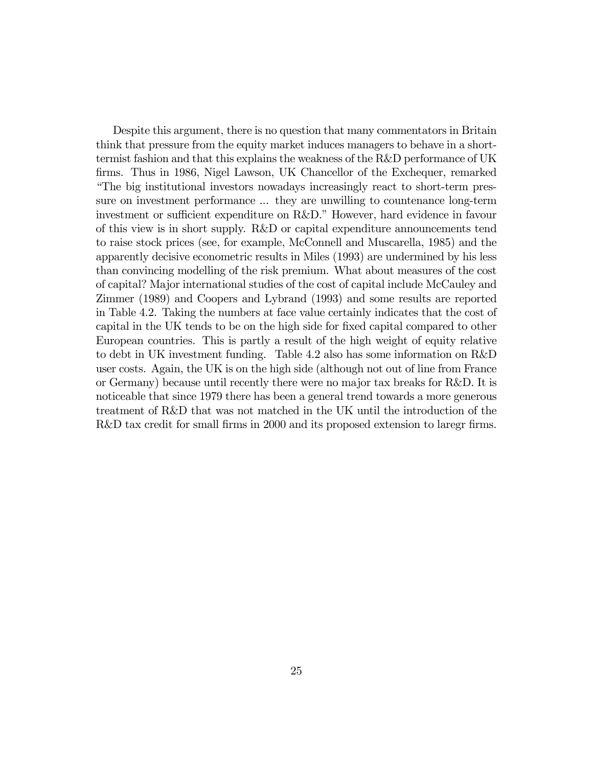Despite this argument, there is no question that many commentators in Britain think that pressure from the equity market induces managers to behave in a short-termist fashion and that this explains the weakness of the R&D performance of UK firms. Thus in 1986, Nigel Lawson, UK Chancellor of the Exchequer, remarked "The big institutional investors nowadays increasingly react to short-term pressure on investment performance ... they are unwilling to countenance long-term investment or sufficient expenditure on R&D." However, hard evidence in favour of this view is in short supply. R&D or capital expenditure announcements tend to raise stock prices (see, for example, McConnell and Muscarella, 1985) and the apparently decisive econometric results in Miles (1993) are undermined by his less than convincing modelling of the risk premium. What about measures of the cost of capital? Major international studies of the cost of capital include McCauley and Zimmer (1989) and Coopers and Lybrand (1993) and some results are reported in Table 4.2. Taking the numbers at face value certainly indicates that the cost of capital in the UK tends to be on the high side for fixed capital compared to other European countries. This is partly a result of the high weight of equity relative to debt in UK investment funding. Table 4.2 also has some information on R&D user costs. Again, the UK is on the high side (although not out of line from France or Germany) because until recently there were no major tax breaks for R&D. It is noticeable that since 1979 there has been a general trend towards a more generous treatment of R&D that was not matched in the UK until the introduction of the R&D tax credit for small firms in 2000 and its proposed extension to laregr firms.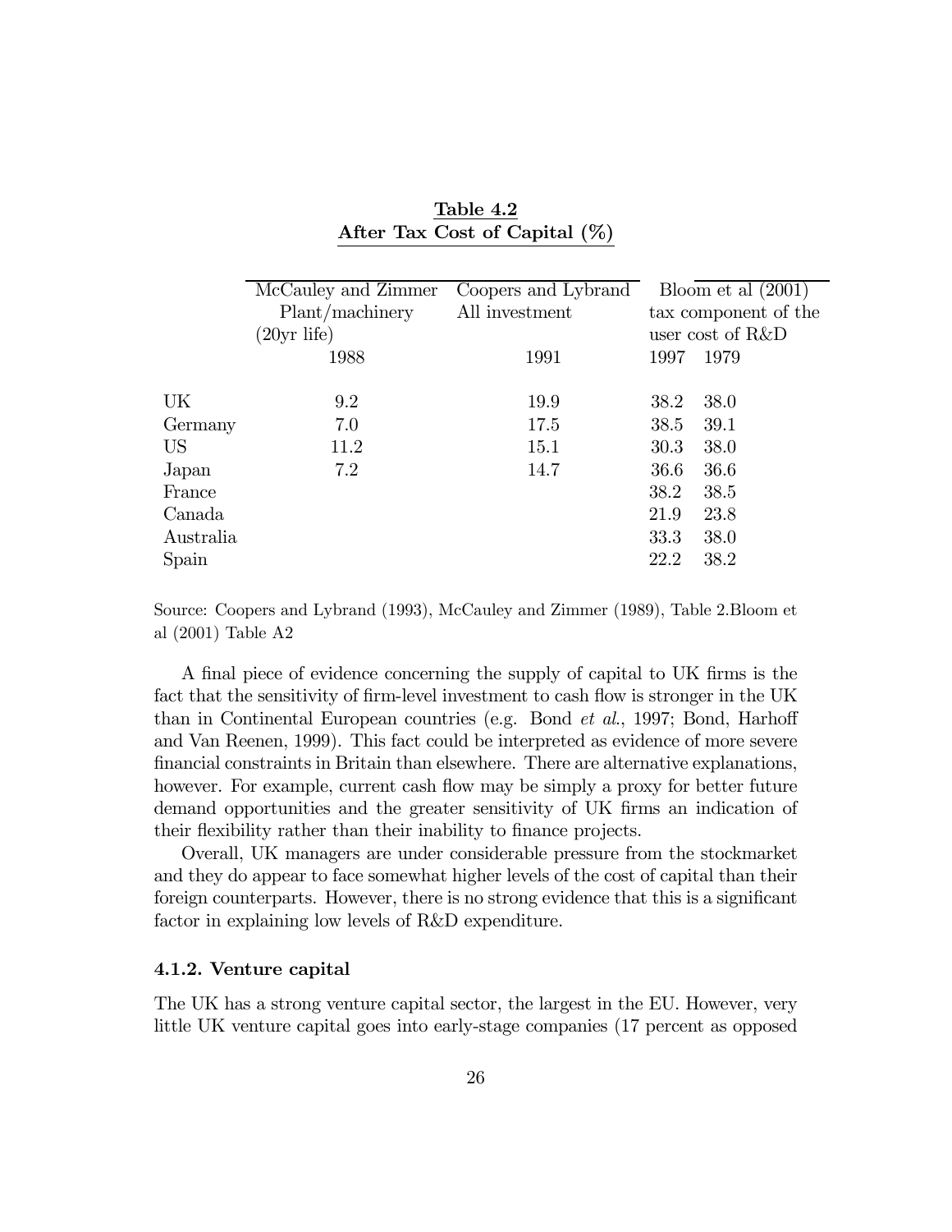**Table 4.2**
**After Tax Cost of Capital (%)**

| | McCauley and Zimmer Plant/machinery (20yr life) | Coopers and Lybrand All investment | Bloom et al (2001) tax component of the user cost of R&D | |
|---|---|---|---|---|
| | 1988 | 1991 | 1997 | 1979 |
| UK | 9.2 | 19.9 | 38.2 | 38.0 |
| Germany | 7.0 | 17.5 | 38.5 | 39.1 |
| US | 11.2 | 15.1 | 30.3 | 38.0 |
| Japan | 7.2 | 14.7 | 36.6 | 36.6 |
| France | | | 38.2 | 38.5 |
| Canada | | | 21.9 | 23.8 |
| Australia | | | 33.3 | 38.0 |
| Spain | | | 22.2 | 38.2 |

Source: Coopers and Lybrand (1993), McCauley and Zimmer (1989), Table 2.Bloom et al (2001) Table A2

A final piece of evidence concerning the supply of capital to UK firms is the fact that the sensitivity of firm-level investment to cash flow is stronger in the UK than in Continental European countries (e.g. Bond *et al.*, 1997; Bond, Harhoff and Van Reenen, 1999). This fact could be interpreted as evidence of more severe financial constraints in Britain than elsewhere. There are alternative explanations, however. For example, current cash flow may be simply a proxy for better future demand opportunities and the greater sensitivity of UK firms an indication of their flexibility rather than their inability to finance projects.

Overall, UK managers are under considerable pressure from the stockmarket and they do appear to face somewhat higher levels of the cost of capital than their foreign counterparts. However, there is no strong evidence that this is a significant factor in explaining low levels of R&D expenditure.

#### 4.1.2. Venture capital

The UK has a strong venture capital sector, the largest in the EU. However, very little UK venture capital goes into early-stage companies (17 percent as opposed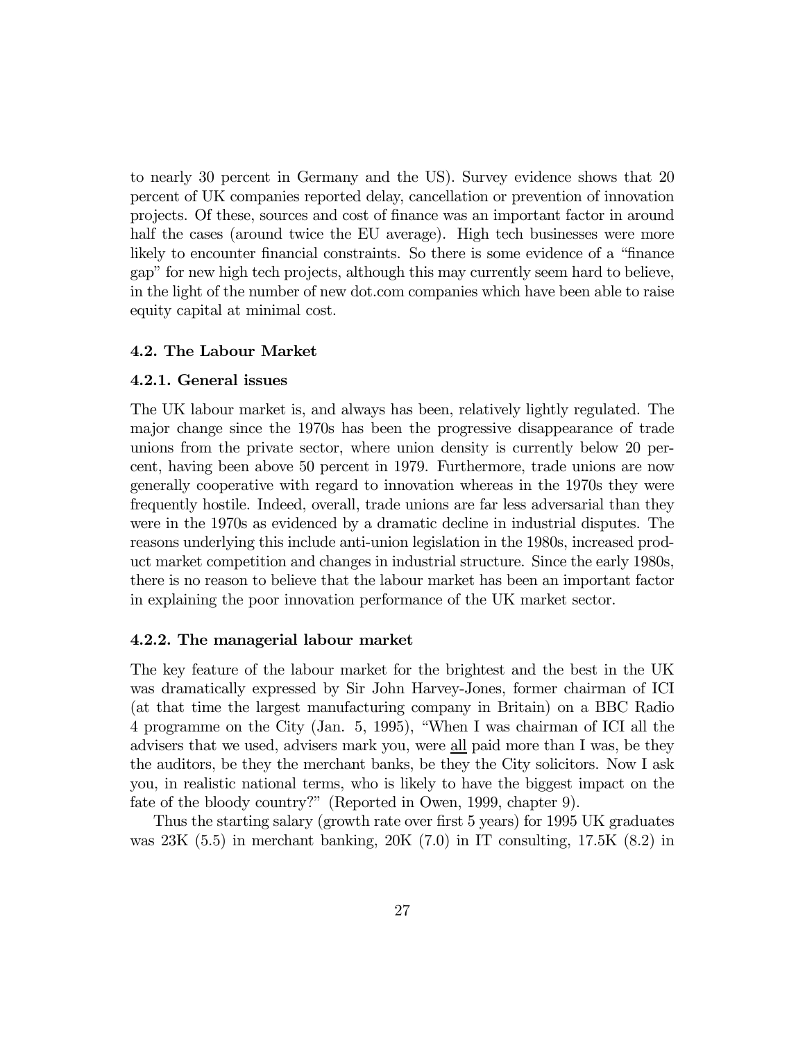to nearly 30 percent in Germany and the US). Survey evidence shows that 20 percent of UK companies reported delay, cancellation or prevention of innovation projects. Of these, sources and cost of finance was an important factor in around half the cases (around twice the EU average). High tech businesses were more likely to encounter financial constraints. So there is some evidence of a "finance gap" for new high tech projects, although this may currently seem hard to believe, in the light of the number of new dot.com companies which have been able to raise equity capital at minimal cost.

### 4.2. The Labour Market

#### 4.2.1. General issues

The UK labour market is, and always has been, relatively lightly regulated. The major change since the 1970s has been the progressive disappearance of trade unions from the private sector, where union density is currently below 20 percent, having been above 50 percent in 1979. Furthermore, trade unions are now generally cooperative with regard to innovation whereas in the 1970s they were frequently hostile. Indeed, overall, trade unions are far less adversarial than they were in the 1970s as evidenced by a dramatic decline in industrial disputes. The reasons underlying this include anti-union legislation in the 1980s, increased product market competition and changes in industrial structure. Since the early 1980s, there is no reason to believe that the labour market has been an important factor in explaining the poor innovation performance of the UK market sector.

#### 4.2.2. The managerial labour market

The key feature of the labour market for the brightest and the best in the UK was dramatically expressed by Sir John Harvey-Jones, former chairman of ICI (at that time the largest manufacturing company in Britain) on a BBC Radio 4 programme on the City (Jan. 5, 1995), "When I was chairman of ICI all the advisers that we used, advisers mark you, were all paid more than I was, be they the auditors, be they the merchant banks, be they the City solicitors. Now I ask you, in realistic national terms, who is likely to have the biggest impact on the fate of the bloody country?" (Reported in Owen, 1999, chapter 9).

Thus the starting salary (growth rate over first 5 years) for 1995 UK graduates was 23K (5.5) in merchant banking, 20K (7.0) in IT consulting, 17.5K (8.2) in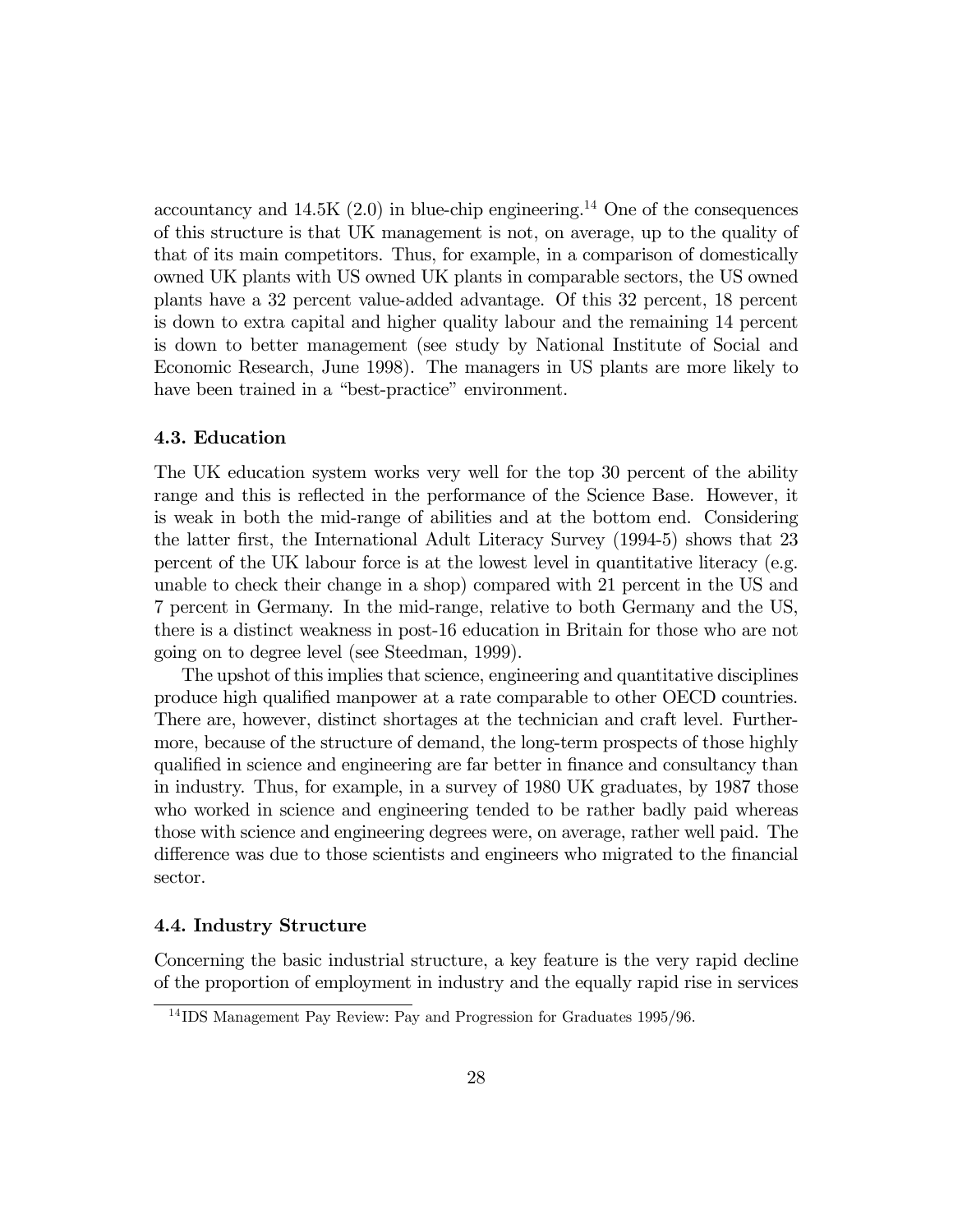accountancy and 14.5K (2.0) in blue-chip engineering.[14] One of the consequences of this structure is that UK management is not, on average, up to the quality of that of its main competitors. Thus, for example, in a comparison of domestically owned UK plants with US owned UK plants in comparable sectors, the US owned plants have a 32 percent value-added advantage. Of this 32 percent, 18 percent is down to extra capital and higher quality labour and the remaining 14 percent is down to better management (see study by National Institute of Social and Economic Research, June 1998). The managers in US plants are more likely to have been trained in a "best-practice" environment.

### 4.3. Education

The UK education system works very well for the top 30 percent of the ability range and this is reflected in the performance of the Science Base. However, it is weak in both the mid-range of abilities and at the bottom end. Considering the latter first, the International Adult Literacy Survey (1994-5) shows that 23 percent of the UK labour force is at the lowest level in quantitative literacy (e.g. unable to check their change in a shop) compared with 21 percent in the US and 7 percent in Germany. In the mid-range, relative to both Germany and the US, there is a distinct weakness in post-16 education in Britain for those who are not going on to degree level (see Steedman, 1999).

The upshot of this implies that science, engineering and quantitative disciplines produce high qualified manpower at a rate comparable to other OECD countries. There are, however, distinct shortages at the technician and craft level. Furthermore, because of the structure of demand, the long-term prospects of those highly qualified in science and engineering are far better in finance and consultancy than in industry. Thus, for example, in a survey of 1980 UK graduates, by 1987 those who worked in science and engineering tended to be rather badly paid whereas those with science and engineering degrees were, on average, rather well paid. The difference was due to those scientists and engineers who migrated to the financial sector.

### 4.4. Industry Structure

Concerning the basic industrial structure, a key feature is the very rapid decline of the proportion of employment in industry and the equally rapid rise in services

[14] IDS Management Pay Review: Pay and Progression for Graduates 1995/96.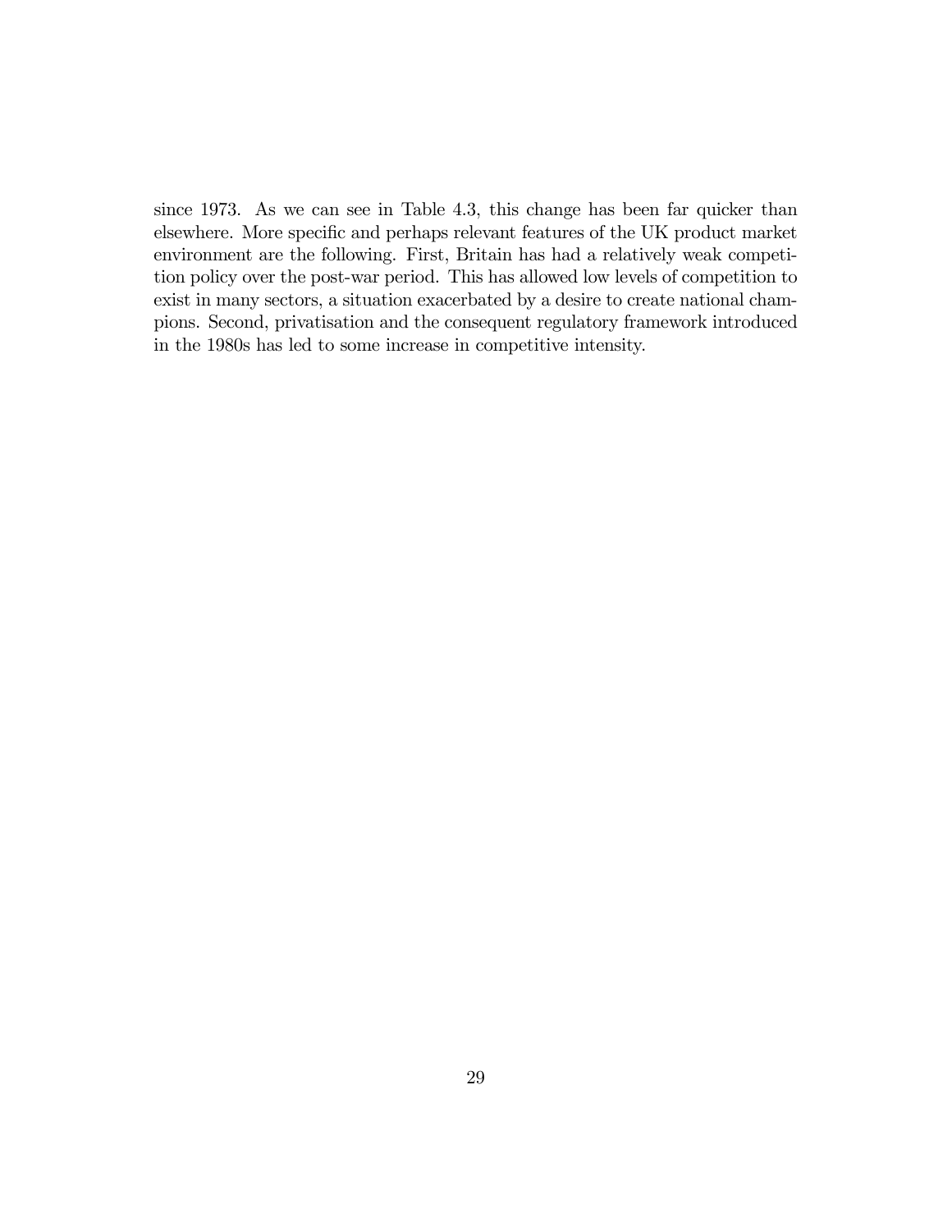since 1973. As we can see in Table 4.3, this change has been far quicker than elsewhere. More specific and perhaps relevant features of the UK product market environment are the following. First, Britain has had a relatively weak competition policy over the post-war period. This has allowed low levels of competition to exist in many sectors, a situation exacerbated by a desire to create national champions. Second, privatisation and the consequent regulatory framework introduced in the 1980s has led to some increase in competitive intensity.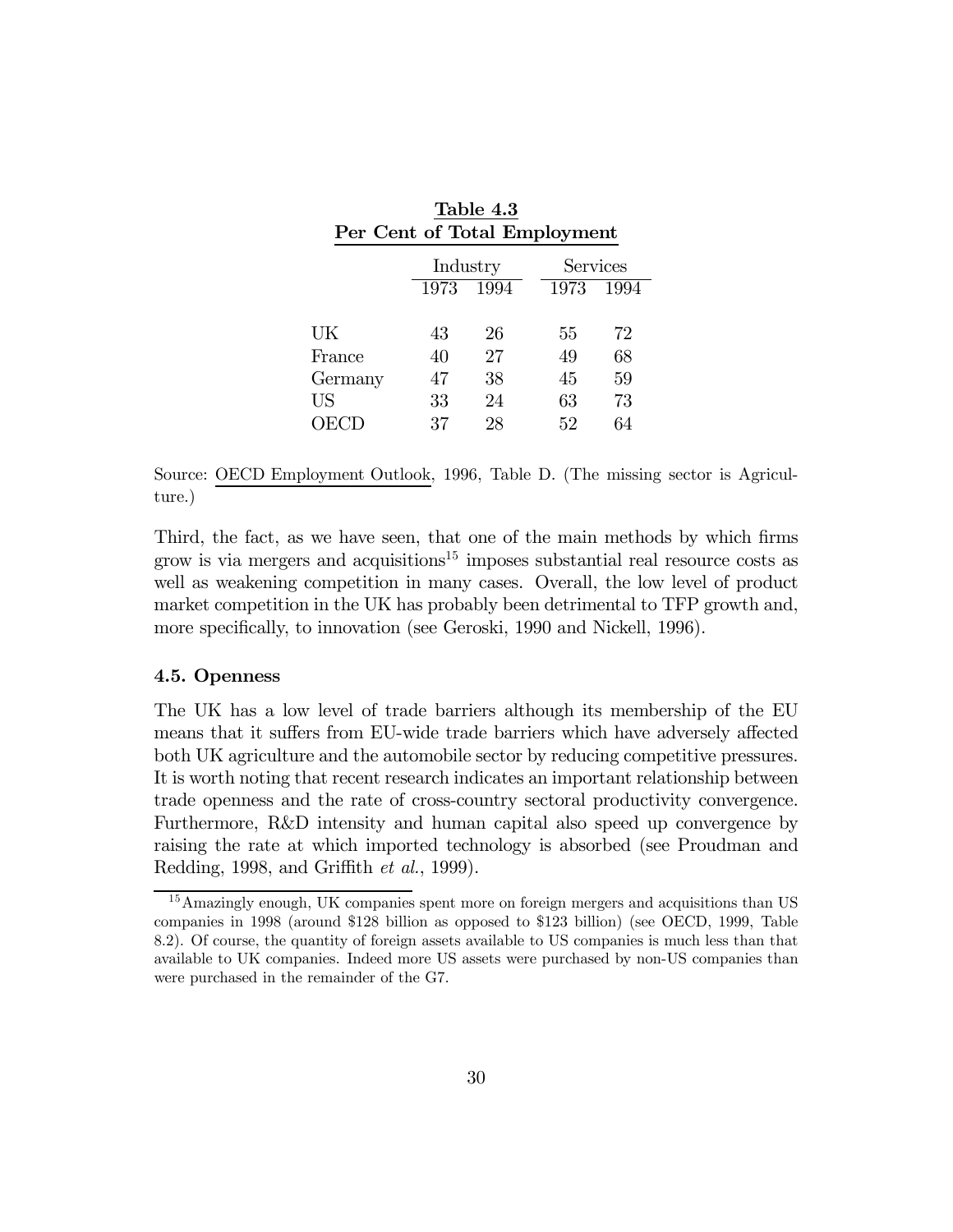**Table 4.3**
**Per Cent of Total Employment**

| | Industry | | Services | |
|---|---|---|---|---|
| | 1973 | 1994 | 1973 | 1994 |
| UK | 43 | 26 | 55 | 72 |
| France | 40 | 27 | 49 | 68 |
| Germany | 47 | 38 | 45 | 59 |
| US | 33 | 24 | 63 | 73 |
| OECD | 37 | 28 | 52 | 64 |

Source: OECD Employment Outlook, 1996, Table D. (The missing sector is Agriculture.)

Third, the fact, as we have seen, that one of the main methods by which firms grow is via mergers and acquisitions[15] imposes substantial real resource costs as well as weakening competition in many cases. Overall, the low level of product market competition in the UK has probably been detrimental to TFP growth and, more specifically, to innovation (see Geroski, 1990 and Nickell, 1996).

### 4.5. Openness

The UK has a low level of trade barriers although its membership of the EU means that it suffers from EU-wide trade barriers which have adversely affected both UK agriculture and the automobile sector by reducing competitive pressures. It is worth noting that recent research indicates an important relationship between trade openness and the rate of cross-country sectoral productivity convergence. Furthermore, R&D intensity and human capital also speed up convergence by raising the rate at which imported technology is absorbed (see Proudman and Redding, 1998, and Griffith *et al.*, 1999).

[15] Amazingly enough, UK companies spent more on foreign mergers and acquisitions than US companies in 1998 (around \$128 billion as opposed to \$123 billion) (see OECD, 1999, Table 8.2). Of course, the quantity of foreign assets available to US companies is much less than that available to UK companies. Indeed more US assets were purchased by non-US companies than were purchased in the remainder of the G7.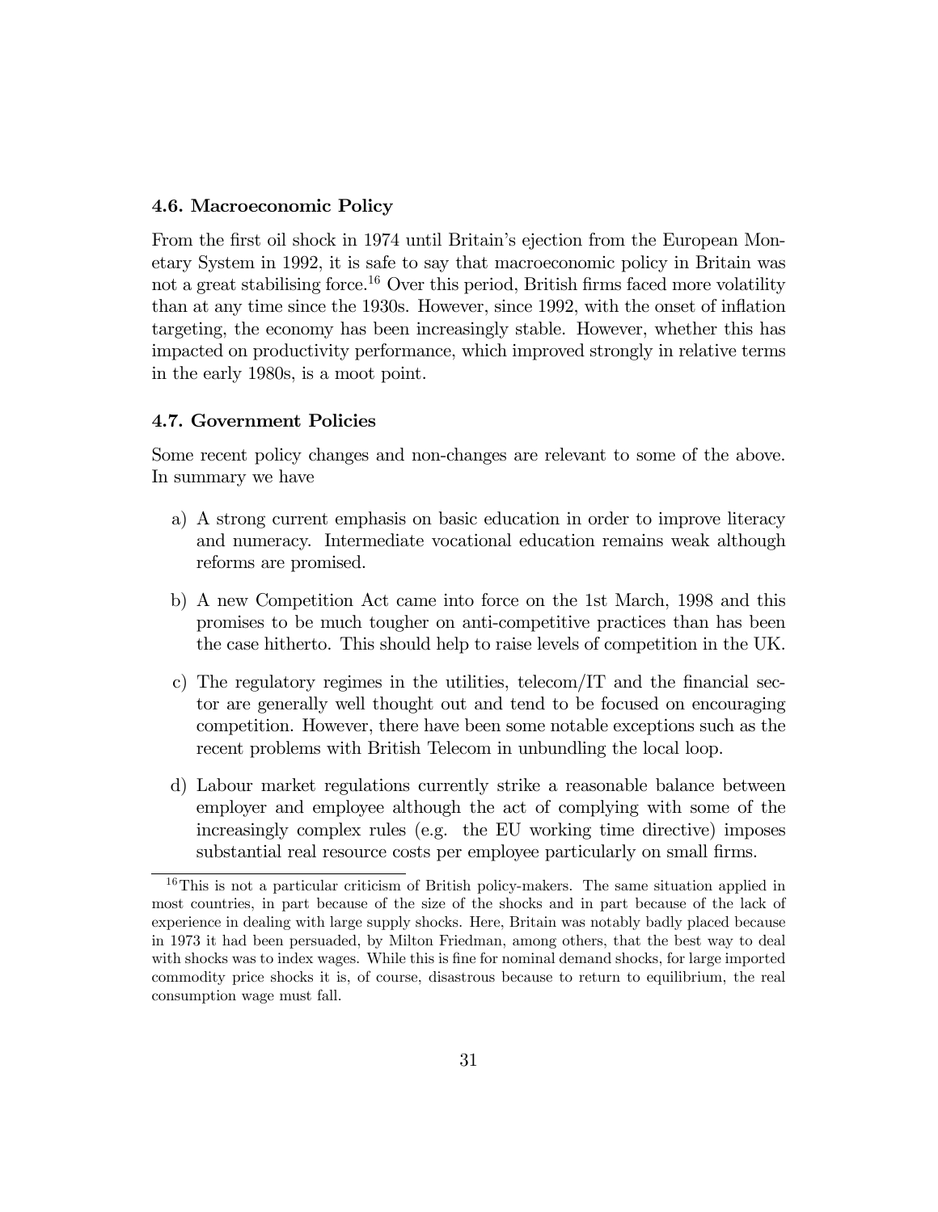### 4.6. Macroeconomic Policy

From the first oil shock in 1974 until Britain's ejection from the European Monetary System in 1992, it is safe to say that macroeconomic policy in Britain was not a great stabilising force.[16] Over this period, British firms faced more volatility than at any time since the 1930s. However, since 1992, with the onset of inflation targeting, the economy has been increasingly stable. However, whether this has impacted on productivity performance, which improved strongly in relative terms in the early 1980s, is a moot point.

### 4.7. Government Policies

Some recent policy changes and non-changes are relevant to some of the above. In summary we have

a) A strong current emphasis on basic education in order to improve literacy and numeracy. Intermediate vocational education remains weak although reforms are promised.

b) A new Competition Act came into force on the 1st March, 1998 and this promises to be much tougher on anti-competitive practices than has been the case hitherto. This should help to raise levels of competition in the UK.

c) The regulatory regimes in the utilities, telecom/IT and the financial sector are generally well thought out and tend to be focused on encouraging competition. However, there have been some notable exceptions such as the recent problems with British Telecom in unbundling the local loop.

d) Labour market regulations currently strike a reasonable balance between employer and employee although the act of complying with some of the increasingly complex rules (e.g. the EU working time directive) imposes substantial real resource costs per employee particularly on small firms.

---

[16] This is not a particular criticism of British policy-makers. The same situation applied in most countries, in part because of the size of the shocks and in part because of the lack of experience in dealing with large supply shocks. Here, Britain was notably badly placed because in 1973 it had been persuaded, by Milton Friedman, among others, that the best way to deal with shocks was to index wages. While this is fine for nominal demand shocks, for large imported commodity price shocks it is, of course, disastrous because to return to equilibrium, the real consumption wage must fall.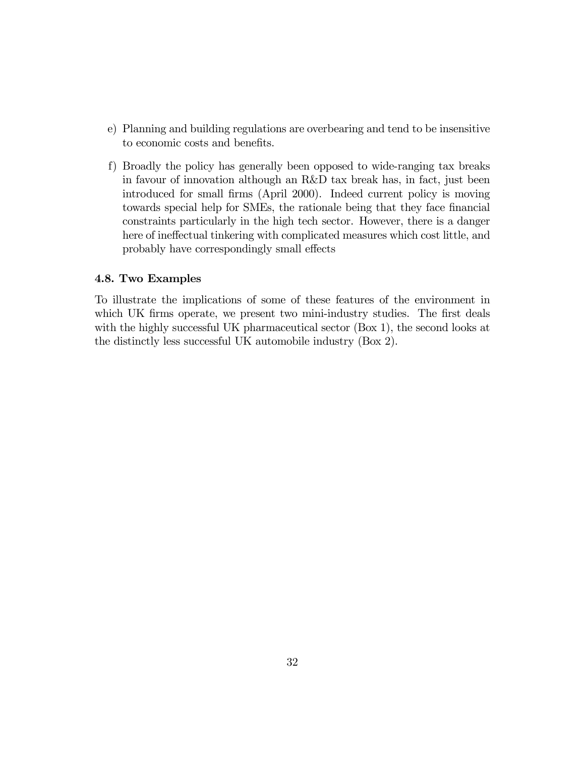e) Planning and building regulations are overbearing and tend to be insensitive to economic costs and benefits.

f) Broadly the policy has generally been opposed to wide-ranging tax breaks in favour of innovation although an R&D tax break has, in fact, just been introduced for small firms (April 2000). Indeed current policy is moving towards special help for SMEs, the rationale being that they face financial constraints particularly in the high tech sector. However, there is a danger here of ineffectual tinkering with complicated measures which cost little, and probably have correspondingly small effects

### 4.8. Two Examples

To illustrate the implications of some of these features of the environment in which UK firms operate, we present two mini-industry studies. The first deals with the highly successful UK pharmaceutical sector (Box 1), the second looks at the distinctly less successful UK automobile industry (Box 2).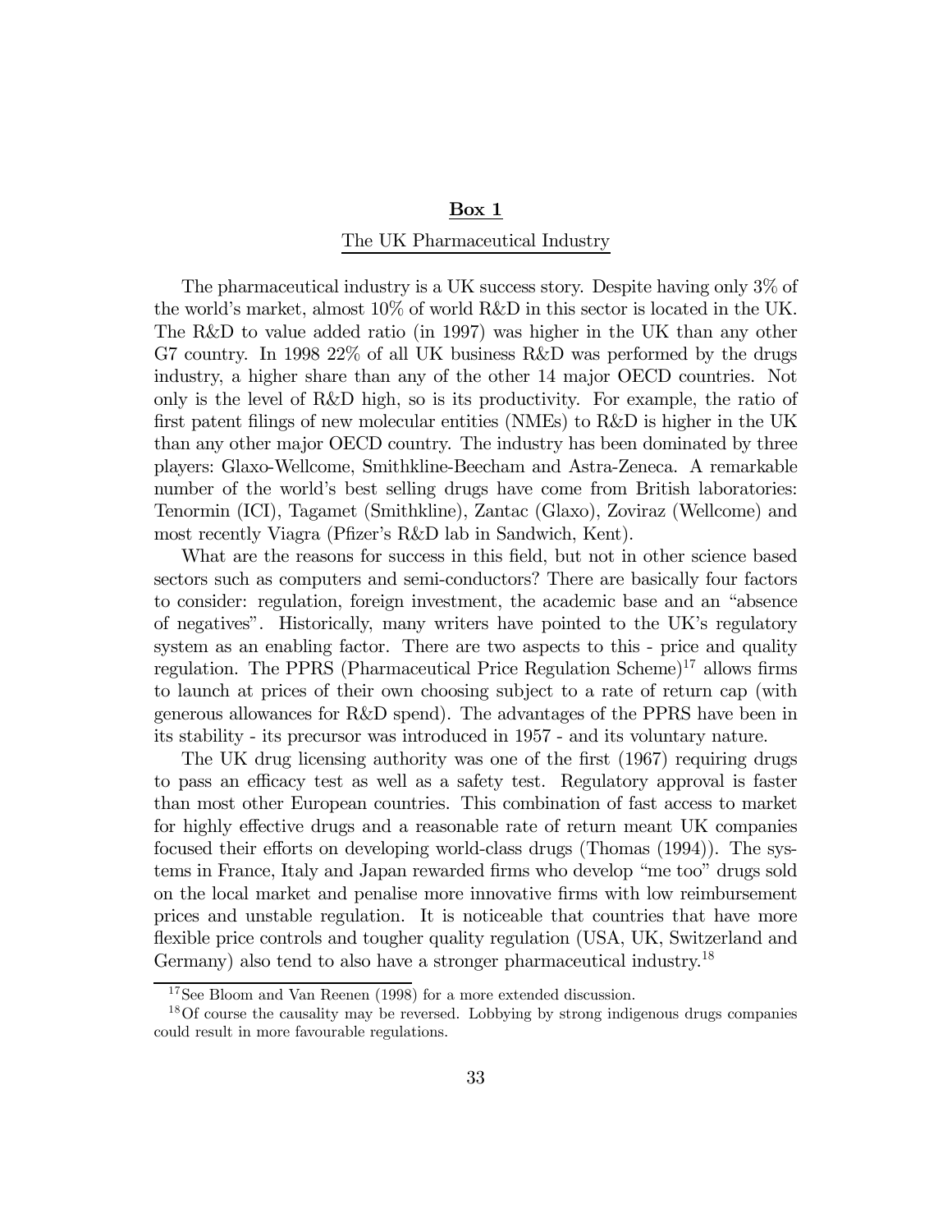## **Box 1**

### The UK Pharmaceutical Industry

The pharmaceutical industry is a UK success story. Despite having only 3% of the world's market, almost 10% of world R&D in this sector is located in the UK. The R&D to value added ratio (in 1997) was higher in the UK than any other G7 country. In 1998 22% of all UK business R&D was performed by the drugs industry, a higher share than any of the other 14 major OECD countries. Not only is the level of R&D high, so is its productivity. For example, the ratio of first patent filings of new molecular entities (NMEs) to R&D is higher in the UK than any other major OECD country. The industry has been dominated by three players: Glaxo-Wellcome, Smithkline-Beecham and Astra-Zeneca. A remarkable number of the world's best selling drugs have come from British laboratories: Tenormin (ICI), Tagamet (Smithkline), Zantac (Glaxo), Zoviraz (Wellcome) and most recently Viagra (Pfizer's R&D lab in Sandwich, Kent).

What are the reasons for success in this field, but not in other science based sectors such as computers and semi-conductors? There are basically four factors to consider: regulation, foreign investment, the academic base and an "absence of negatives". Historically, many writers have pointed to the UK's regulatory system as an enabling factor. There are two aspects to this - price and quality regulation. The PPRS (Pharmaceutical Price Regulation Scheme)[17] allows firms to launch at prices of their own choosing subject to a rate of return cap (with generous allowances for R&D spend). The advantages of the PPRS have been in its stability - its precursor was introduced in 1957 - and its voluntary nature.

The UK drug licensing authority was one of the first (1967) requiring drugs to pass an efficacy test as well as a safety test. Regulatory approval is faster than most other European countries. This combination of fast access to market for highly effective drugs and a reasonable rate of return meant UK companies focused their efforts on developing world-class drugs (Thomas (1994)). The systems in France, Italy and Japan rewarded firms who develop "me too" drugs sold on the local market and penalise more innovative firms with low reimbursement prices and unstable regulation. It is noticeable that countries that have more flexible price controls and tougher quality regulation (USA, UK, Switzerland and Germany) also tend to also have a stronger pharmaceutical industry.[18]

---

[17] See Bloom and Van Reenen (1998) for a more extended discussion.

[18] Of course the causality may be reversed. Lobbying by strong indigenous drugs companies could result in more favourable regulations.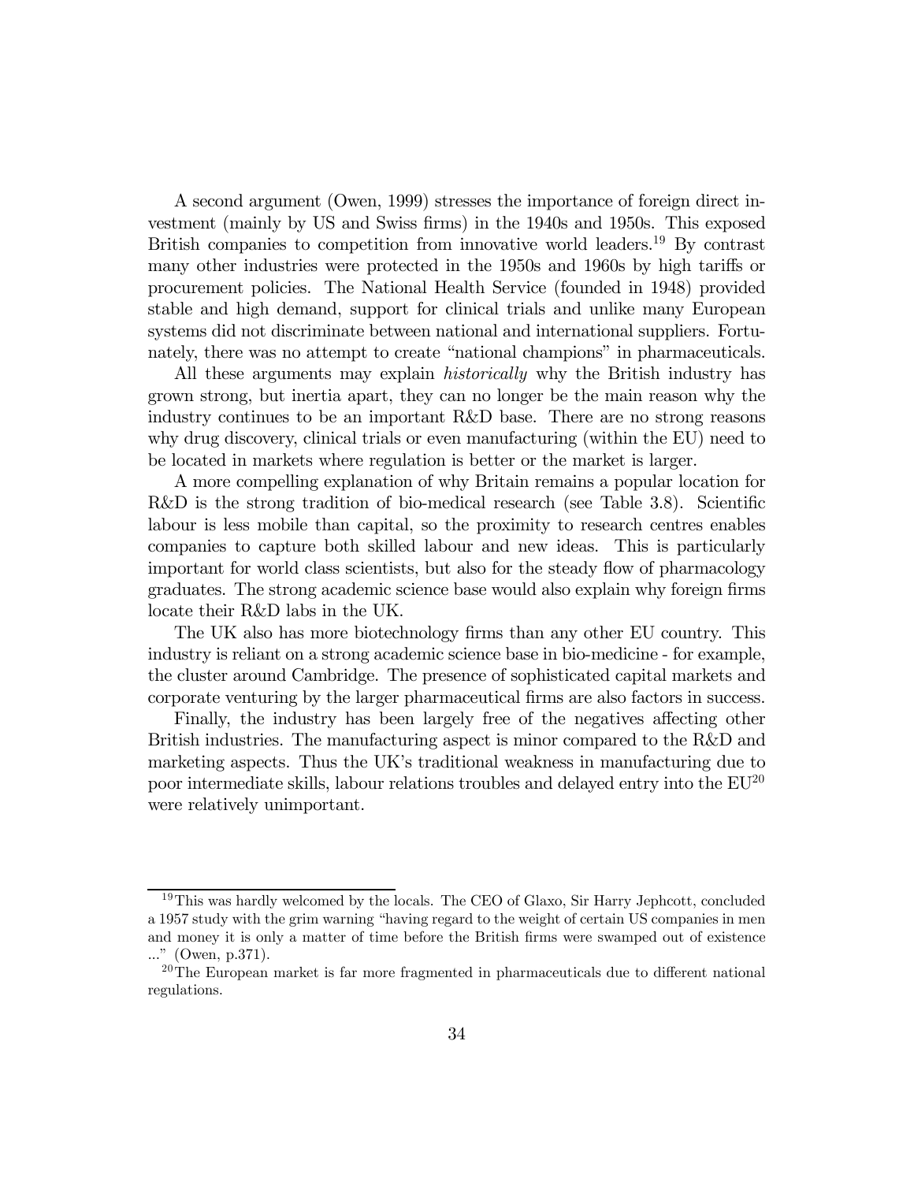A second argument (Owen, 1999) stresses the importance of foreign direct investment (mainly by US and Swiss firms) in the 1940s and 1950s. This exposed British companies to competition from innovative world leaders.[19] By contrast many other industries were protected in the 1950s and 1960s by high tariffs or procurement policies. The National Health Service (founded in 1948) provided stable and high demand, support for clinical trials and unlike many European systems did not discriminate between national and international suppliers. Fortunately, there was no attempt to create "national champions" in pharmaceuticals.

All these arguments may explain *historically* why the British industry has grown strong, but inertia apart, they can no longer be the main reason why the industry continues to be an important R&D base. There are no strong reasons why drug discovery, clinical trials or even manufacturing (within the EU) need to be located in markets where regulation is better or the market is larger.

A more compelling explanation of why Britain remains a popular location for R&D is the strong tradition of bio-medical research (see Table 3.8). Scientific labour is less mobile than capital, so the proximity to research centres enables companies to capture both skilled labour and new ideas. This is particularly important for world class scientists, but also for the steady flow of pharmacology graduates. The strong academic science base would also explain why foreign firms locate their R&D labs in the UK.

The UK also has more biotechnology firms than any other EU country. This industry is reliant on a strong academic science base in bio-medicine - for example, the cluster around Cambridge. The presence of sophisticated capital markets and corporate venturing by the larger pharmaceutical firms are also factors in success.

Finally, the industry has been largely free of the negatives affecting other British industries. The manufacturing aspect is minor compared to the R&D and marketing aspects. Thus the UK's traditional weakness in manufacturing due to poor intermediate skills, labour relations troubles and delayed entry into the EU[20] were relatively unimportant.

---

[19] This was hardly welcomed by the locals. The CEO of Glaxo, Sir Harry Jephcott, concluded a 1957 study with the grim warning "having regard to the weight of certain US companies in men and money it is only a matter of time before the British firms were swamped out of existence ..." (Owen, p.371).

[20] The European market is far more fragmented in pharmaceuticals due to different national regulations.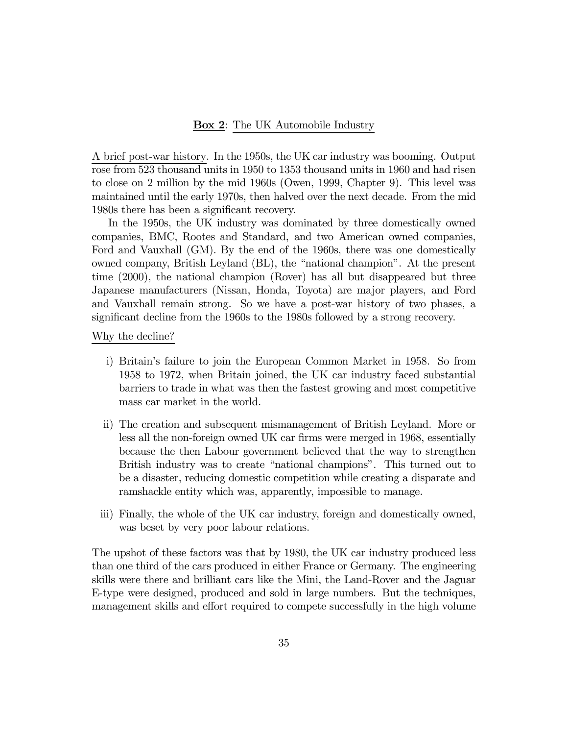**Box 2**: The UK Automobile Industry

A brief post-war history. In the 1950s, the UK car industry was booming. Output rose from 523 thousand units in 1950 to 1353 thousand units in 1960 and had risen to close on 2 million by the mid 1960s (Owen, 1999, Chapter 9). This level was maintained until the early 1970s, then halved over the next decade. From the mid 1980s there has been a significant recovery.

In the 1950s, the UK industry was dominated by three domestically owned companies, BMC, Rootes and Standard, and two American owned companies, Ford and Vauxhall (GM). By the end of the 1960s, there was one domestically owned company, British Leyland (BL), the "national champion". At the present time (2000), the national champion (Rover) has all but disappeared but three Japanese manufacturers (Nissan, Honda, Toyota) are major players, and Ford and Vauxhall remain strong. So we have a post-war history of two phases, a significant decline from the 1960s to the 1980s followed by a strong recovery.

Why the decline?

i) Britain's failure to join the European Common Market in 1958. So from 1958 to 1972, when Britain joined, the UK car industry faced substantial barriers to trade in what was then the fastest growing and most competitive mass car market in the world.

ii) The creation and subsequent mismanagement of British Leyland. More or less all the non-foreign owned UK car firms were merged in 1968, essentially because the then Labour government believed that the way to strengthen British industry was to create "national champions". This turned out to be a disaster, reducing domestic competition while creating a disparate and ramshackle entity which was, apparently, impossible to manage.

iii) Finally, the whole of the UK car industry, foreign and domestically owned, was beset by very poor labour relations.

The upshot of these factors was that by 1980, the UK car industry produced less than one third of the cars produced in either France or Germany. The engineering skills were there and brilliant cars like the Mini, the Land-Rover and the Jaguar E-type were designed, produced and sold in large numbers. But the techniques, management skills and effort required to compete successfully in the high volume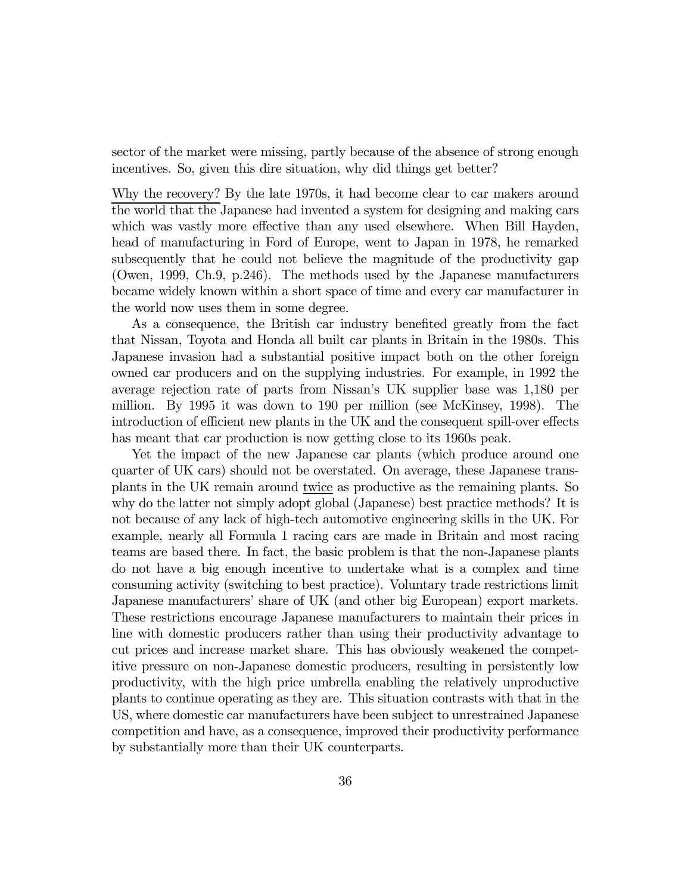sector of the market were missing, partly because of the absence of strong enough incentives. So, given this dire situation, why did things get better?

Why the recovery? By the late 1970s, it had become clear to car makers around the world that the Japanese had invented a system for designing and making cars which was vastly more effective than any used elsewhere. When Bill Hayden, head of manufacturing in Ford of Europe, went to Japan in 1978, he remarked subsequently that he could not believe the magnitude of the productivity gap (Owen, 1999, Ch.9, p.246). The methods used by the Japanese manufacturers became widely known within a short space of time and every car manufacturer in the world now uses them in some degree.

As a consequence, the British car industry benefited greatly from the fact that Nissan, Toyota and Honda all built car plants in Britain in the 1980s. This Japanese invasion had a substantial positive impact both on the other foreign owned car producers and on the supplying industries. For example, in 1992 the average rejection rate of parts from Nissan's UK supplier base was 1,180 per million. By 1995 it was down to 190 per million (see McKinsey, 1998). The introduction of efficient new plants in the UK and the consequent spill-over effects has meant that car production is now getting close to its 1960s peak.

Yet the impact of the new Japanese car plants (which produce around one quarter of UK cars) should not be overstated. On average, these Japanese transplants in the UK remain around twice as productive as the remaining plants. So why do the latter not simply adopt global (Japanese) best practice methods? It is not because of any lack of high-tech automotive engineering skills in the UK. For example, nearly all Formula 1 racing cars are made in Britain and most racing teams are based there. In fact, the basic problem is that the non-Japanese plants do not have a big enough incentive to undertake what is a complex and time consuming activity (switching to best practice). Voluntary trade restrictions limit Japanese manufacturers' share of UK (and other big European) export markets. These restrictions encourage Japanese manufacturers to maintain their prices in line with domestic producers rather than using their productivity advantage to cut prices and increase market share. This has obviously weakened the competitive pressure on non-Japanese domestic producers, resulting in persistently low productivity, with the high price umbrella enabling the relatively unproductive plants to continue operating as they are. This situation contrasts with that in the US, where domestic car manufacturers have been subject to unrestrained Japanese competition and have, as a consequence, improved their productivity performance by substantially more than their UK counterparts.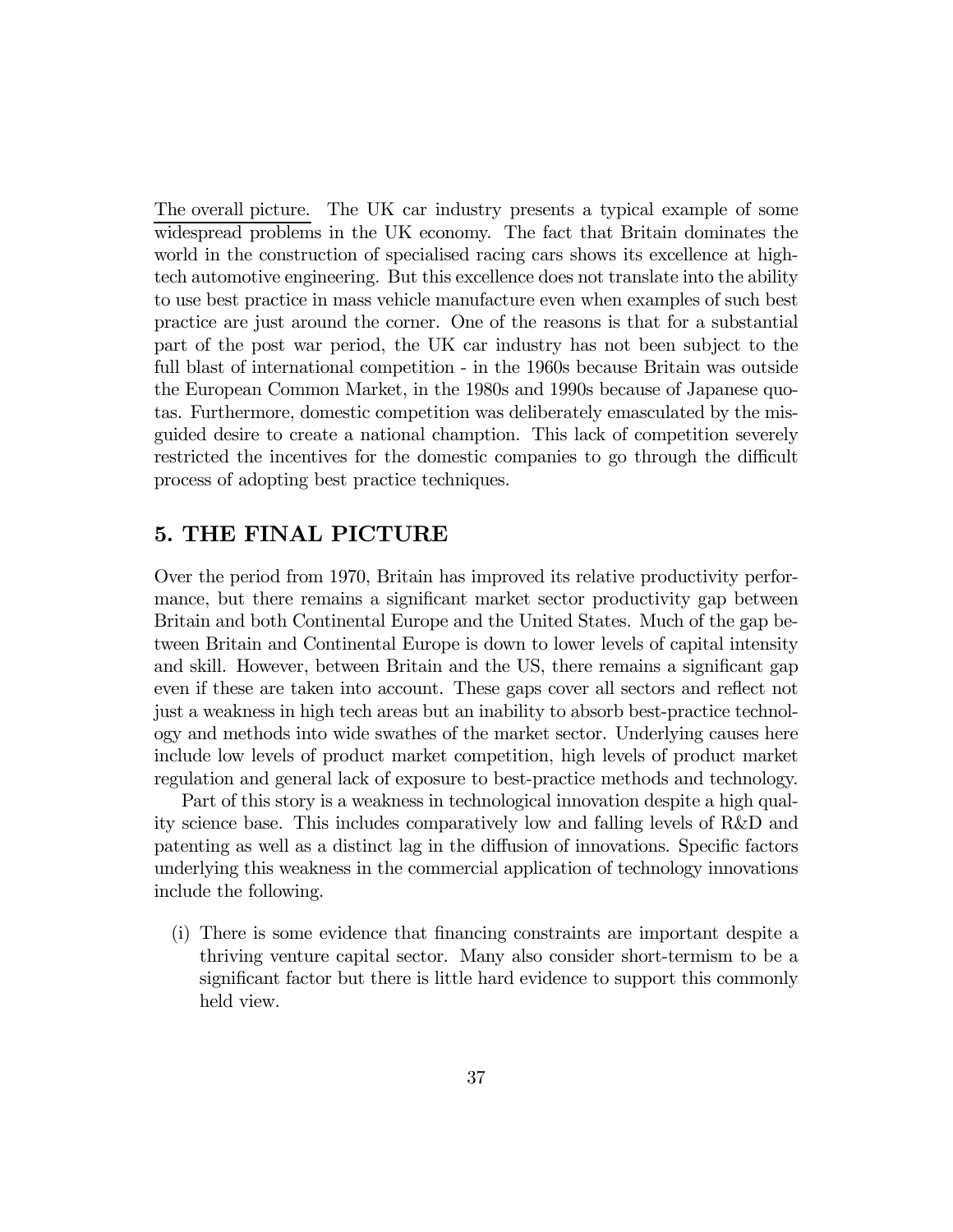The overall picture. The UK car industry presents a typical example of some widespread problems in the UK economy. The fact that Britain dominates the world in the construction of specialised racing cars shows its excellence at high-tech automotive engineering. But this excellence does not translate into the ability to use best practice in mass vehicle manufacture even when examples of such best practice are just around the corner. One of the reasons is that for a substantial part of the post war period, the UK car industry has not been subject to the full blast of international competition - in the 1960s because Britain was outside the European Common Market, in the 1980s and 1990s because of Japanese quotas. Furthermore, domestic competition was deliberately emasculated by the misguided desire to create a national chamption. This lack of competition severely restricted the incentives for the domestic companies to go through the difficult process of adopting best practice techniques.

## 5. THE FINAL PICTURE

Over the period from 1970, Britain has improved its relative productivity performance, but there remains a significant market sector productivity gap between Britain and both Continental Europe and the United States. Much of the gap between Britain and Continental Europe is down to lower levels of capital intensity and skill. However, between Britain and the US, there remains a significant gap even if these are taken into account. These gaps cover all sectors and reflect not just a weakness in high tech areas but an inability to absorb best-practice technology and methods into wide swathes of the market sector. Underlying causes here include low levels of product market competition, high levels of product market regulation and general lack of exposure to best-practice methods and technology.

Part of this story is a weakness in technological innovation despite a high quality science base. This includes comparatively low and falling levels of R&D and patenting as well as a distinct lag in the diffusion of innovations. Specific factors underlying this weakness in the commercial application of technology innovations include the following.

(i) There is some evidence that financing constraints are important despite a thriving venture capital sector. Many also consider short-termism to be a significant factor but there is little hard evidence to support this commonly held view.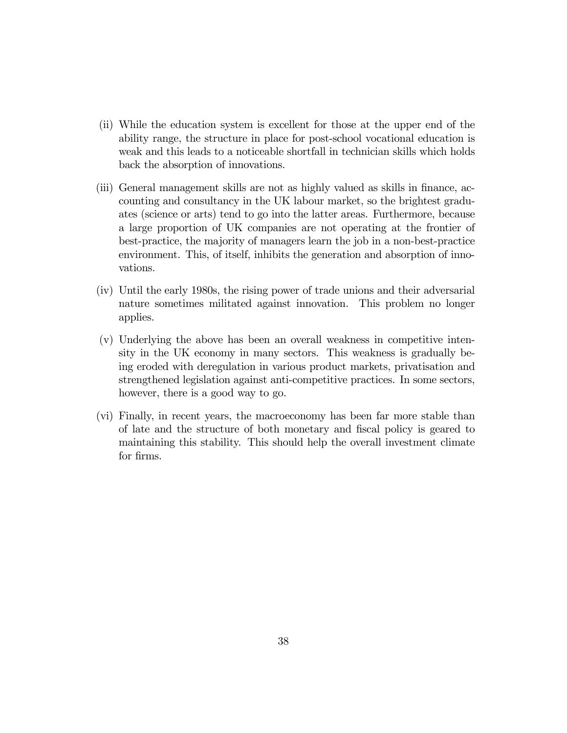(ii) While the education system is excellent for those at the upper end of the ability range, the structure in place for post-school vocational education is weak and this leads to a noticeable shortfall in technician skills which holds back the absorption of innovations.

(iii) General management skills are not as highly valued as skills in finance, accounting and consultancy in the UK labour market, so the brightest graduates (science or arts) tend to go into the latter areas. Furthermore, because a large proportion of UK companies are not operating at the frontier of best-practice, the majority of managers learn the job in a non-best-practice environment. This, of itself, inhibits the generation and absorption of innovations.

(iv) Until the early 1980s, the rising power of trade unions and their adversarial nature sometimes militated against innovation. This problem no longer applies.

(v) Underlying the above has been an overall weakness in competitive intensity in the UK economy in many sectors. This weakness is gradually being eroded with deregulation in various product markets, privatisation and strengthened legislation against anti-competitive practices. In some sectors, however, there is a good way to go.

(vi) Finally, in recent years, the macroeconomy has been far more stable than of late and the structure of both monetary and fiscal policy is geared to maintaining this stability. This should help the overall investment climate for firms.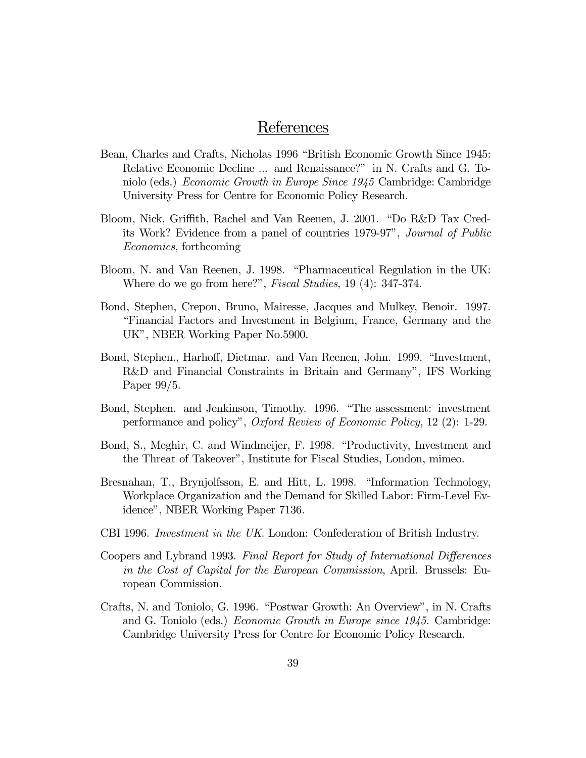# References

Bean, Charles and Crafts, Nicholas 1996 "British Economic Growth Since 1945: Relative Economic Decline ... and Renaissance?" in N. Crafts and G. Toniolo (eds.) *Economic Growth in Europe Since 1945* Cambridge: Cambridge University Press for Centre for Economic Policy Research.

Bloom, Nick, Griffith, Rachel and Van Reenen, J. 2001. "Do R&D Tax Credits Work? Evidence from a panel of countries 1979-97", *Journal of Public Economics*, forthcoming

Bloom, N. and Van Reenen, J. 1998. "Pharmaceutical Regulation in the UK: Where do we go from here?", *Fiscal Studies*, 19 (4): 347-374.

Bond, Stephen, Crepon, Bruno, Mairesse, Jacques and Mulkey, Benoir. 1997. "Financial Factors and Investment in Belgium, France, Germany and the UK", NBER Working Paper No.5900.

Bond, Stephen., Harhoff, Dietmar. and Van Reenen, John. 1999. "Investment, R&D and Financial Constraints in Britain and Germany", IFS Working Paper 99/5.

Bond, Stephen. and Jenkinson, Timothy. 1996. "The assessment: investment performance and policy", *Oxford Review of Economic Policy*, 12 (2): 1-29.

Bond, S., Meghir, C. and Windmeijer, F. 1998. "Productivity, Investment and the Threat of Takeover", Institute for Fiscal Studies, London, mimeo.

Bresnahan, T., Brynjolfsson, E. and Hitt, L. 1998. "Information Technology, Workplace Organization and the Demand for Skilled Labor: Firm-Level Evidence", NBER Working Paper 7136.

CBI 1996. *Investment in the UK*. London: Confederation of British Industry.

Coopers and Lybrand 1993. *Final Report for Study of International Differences in the Cost of Capital for the European Commission*, April. Brussels: European Commission.

Crafts, N. and Toniolo, G. 1996. "Postwar Growth: An Overview", in N. Crafts and G. Toniolo (eds.) *Economic Growth in Europe since 1945.* Cambridge: Cambridge University Press for Centre for Economic Policy Research.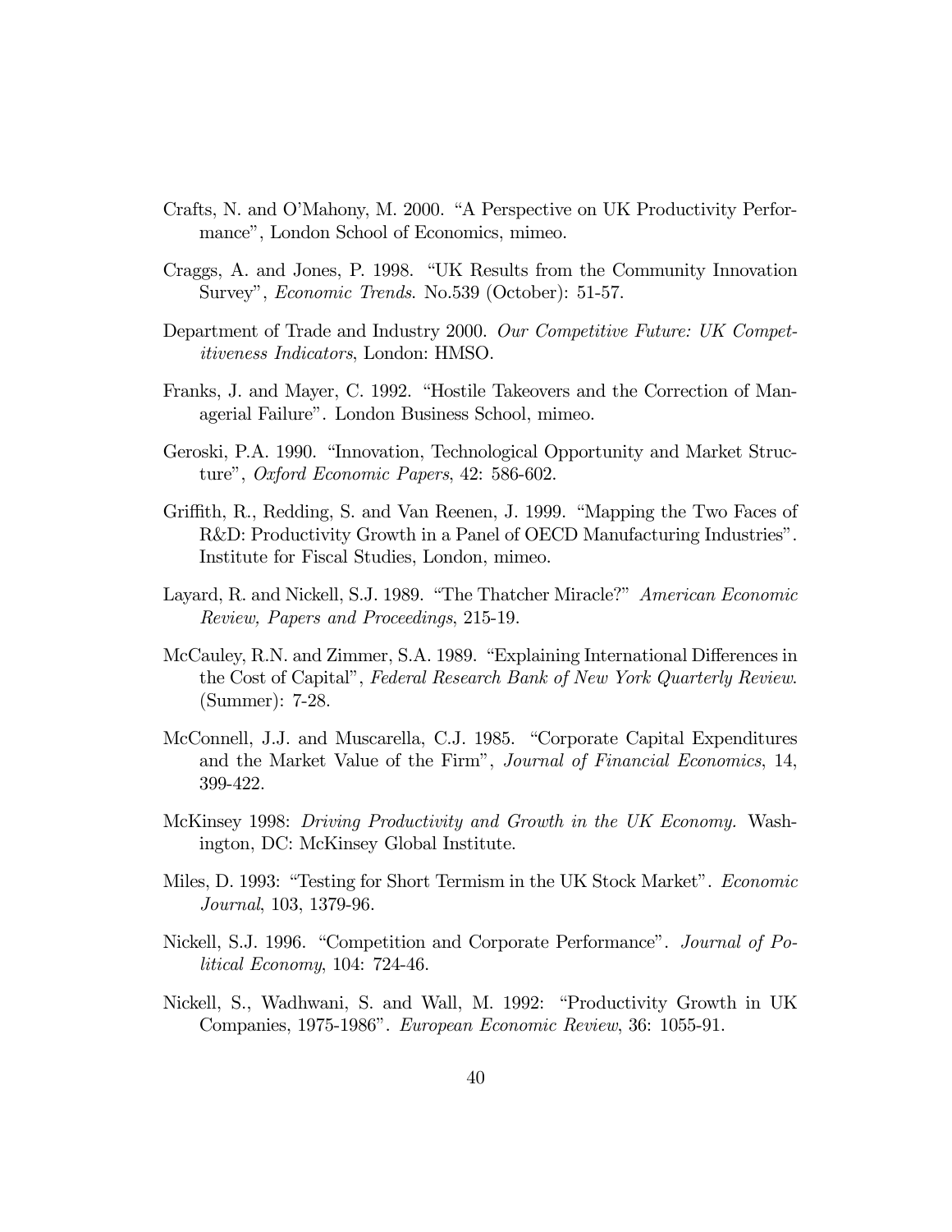Crafts, N. and O'Mahony, M. 2000. "A Perspective on UK Productivity Performance", London School of Economics, mimeo.

Craggs, A. and Jones, P. 1998. "UK Results from the Community Innovation Survey", *Economic Trends*. No.539 (October): 51-57.

Department of Trade and Industry 2000. *Our Competitive Future: UK Competitiveness Indicators*, London: HMSO.

Franks, J. and Mayer, C. 1992. "Hostile Takeovers and the Correction of Managerial Failure". London Business School, mimeo.

Geroski, P.A. 1990. "Innovation, Technological Opportunity and Market Structure", *Oxford Economic Papers*, 42: 586-602.

Griffith, R., Redding, S. and Van Reenen, J. 1999. "Mapping the Two Faces of R&D: Productivity Growth in a Panel of OECD Manufacturing Industries". Institute for Fiscal Studies, London, mimeo.

Layard, R. and Nickell, S.J. 1989. "The Thatcher Miracle?" *American Economic Review, Papers and Proceedings*, 215-19.

McCauley, R.N. and Zimmer, S.A. 1989. "Explaining International Differences in the Cost of Capital", *Federal Research Bank of New York Quarterly Review*. (Summer): 7-28.

McConnell, J.J. and Muscarella, C.J. 1985. "Corporate Capital Expenditures and the Market Value of the Firm", *Journal of Financial Economics*, 14, 399-422.

McKinsey 1998: *Driving Productivity and Growth in the UK Economy.* Washington, DC: McKinsey Global Institute.

Miles, D. 1993: "Testing for Short Termism in the UK Stock Market". *Economic Journal*, 103, 1379-96.

Nickell, S.J. 1996. "Competition and Corporate Performance". *Journal of Political Economy*, 104: 724-46.

Nickell, S., Wadhwani, S. and Wall, M. 1992: "Productivity Growth in UK Companies, 1975-1986". *European Economic Review*, 36: 1055-91.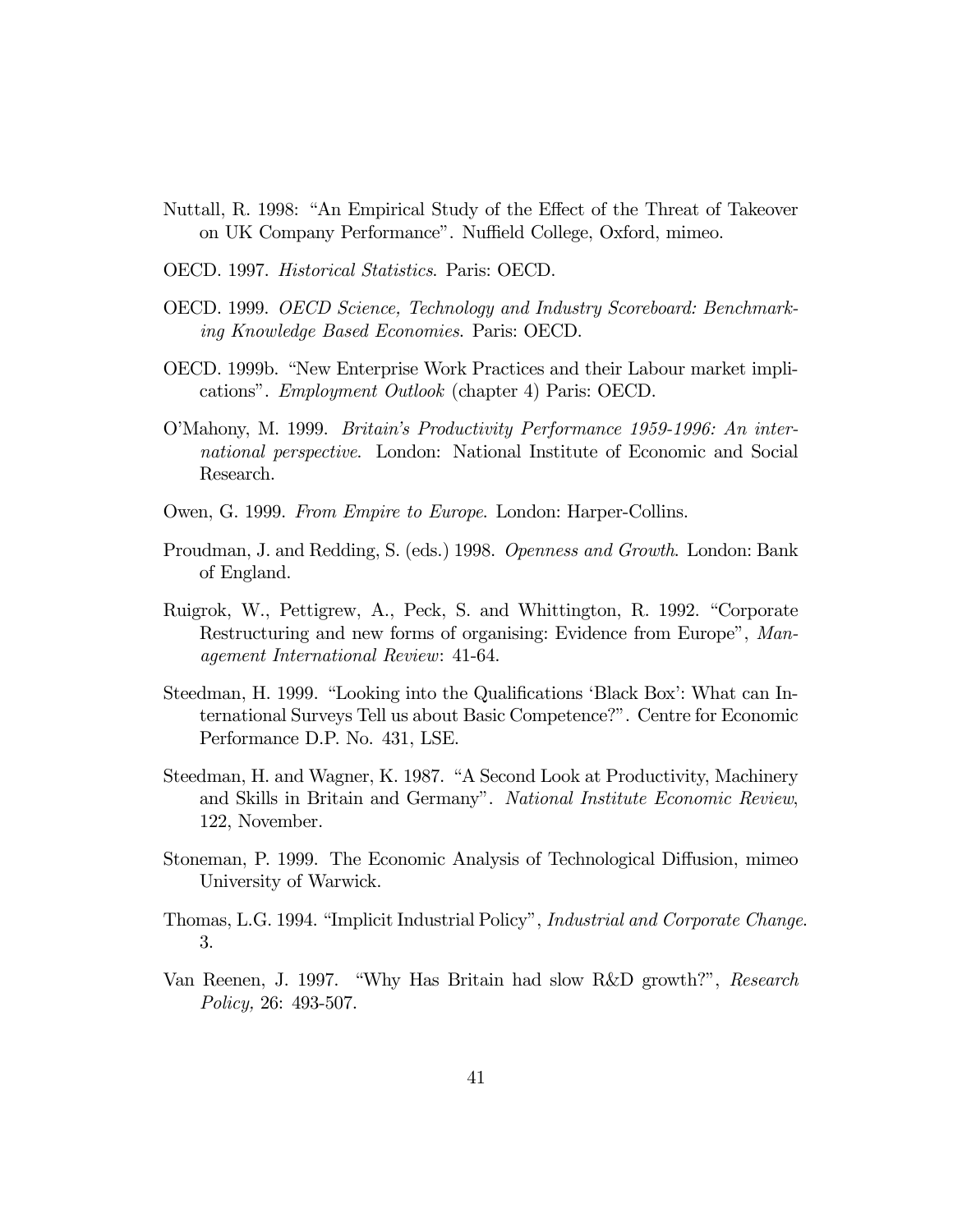Nuttall, R. 1998: "An Empirical Study of the Effect of the Threat of Takeover on UK Company Performance". Nuffield College, Oxford, mimeo.

OECD. 1997. *Historical Statistics*. Paris: OECD.

OECD. 1999. *OECD Science, Technology and Industry Scoreboard: Benchmarking Knowledge Based Economies*. Paris: OECD.

OECD. 1999b. "New Enterprise Work Practices and their Labour market implications". *Employment Outlook* (chapter 4) Paris: OECD.

O'Mahony, M. 1999. *Britain's Productivity Performance 1959-1996: An international perspective*. London: National Institute of Economic and Social Research.

Owen, G. 1999. *From Empire to Europe*. London: Harper-Collins.

Proudman, J. and Redding, S. (eds.) 1998. *Openness and Growth*. London: Bank of England.

Ruigrok, W., Pettigrew, A., Peck, S. and Whittington, R. 1992. "Corporate Restructuring and new forms of organising: Evidence from Europe", *Management International Review*: 41-64.

Steedman, H. 1999. "Looking into the Qualifications 'Black Box': What can International Surveys Tell us about Basic Competence?". Centre for Economic Performance D.P. No. 431, LSE.

Steedman, H. and Wagner, K. 1987. "A Second Look at Productivity, Machinery and Skills in Britain and Germany". *National Institute Economic Review*, 122, November.

Stoneman, P. 1999. The Economic Analysis of Technological Diffusion, mimeo University of Warwick.

Thomas, L.G. 1994. "Implicit Industrial Policy", *Industrial and Corporate Change*. 3.

Van Reenen, J. 1997. "Why Has Britain had slow R&D growth?", *Research Policy,* 26: 493-507.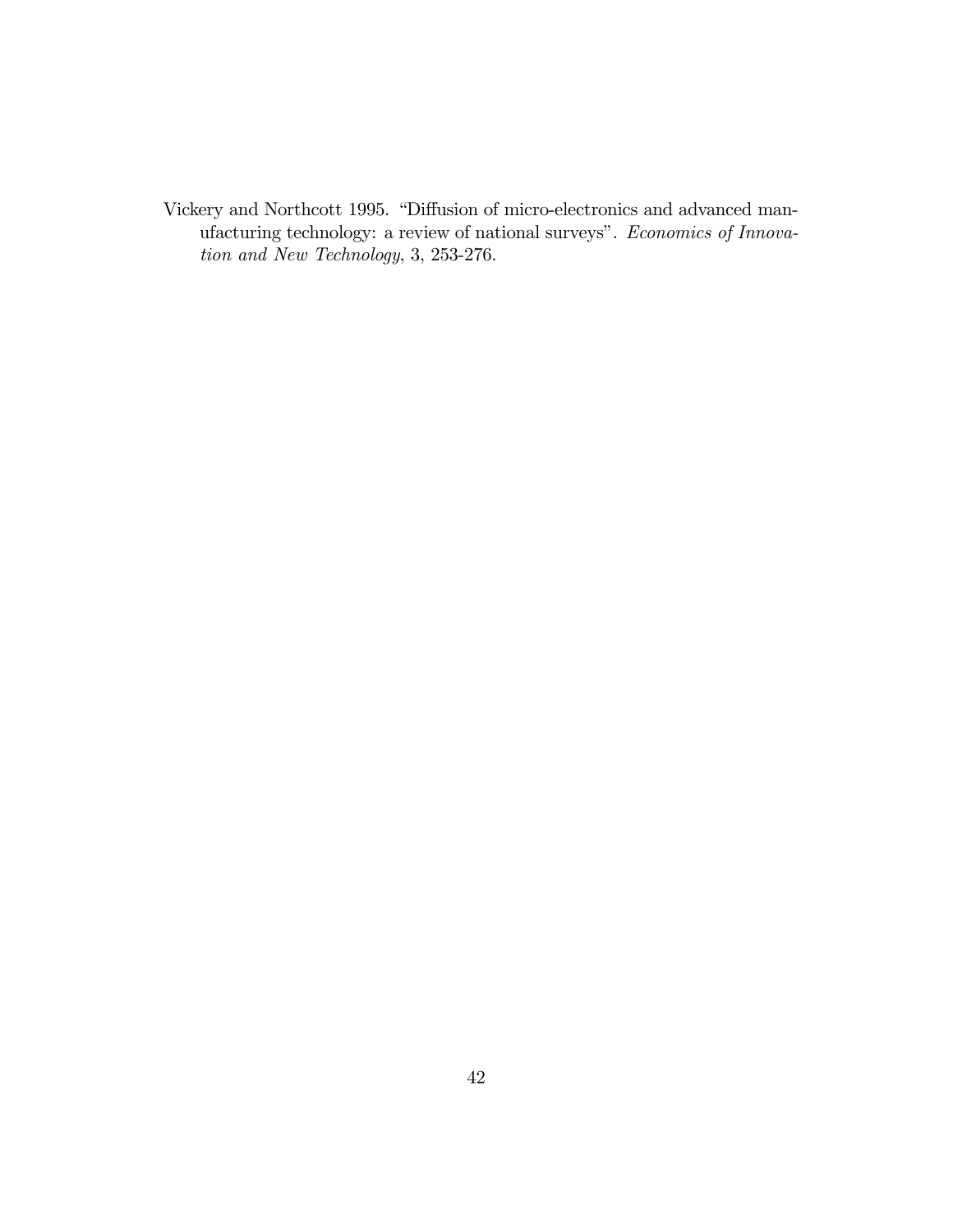Vickery and Northcott 1995. "Diffusion of micro-electronics and advanced manufacturing technology: a review of national surveys". *Economics of Innovation and New Technology*, 3, 253-276.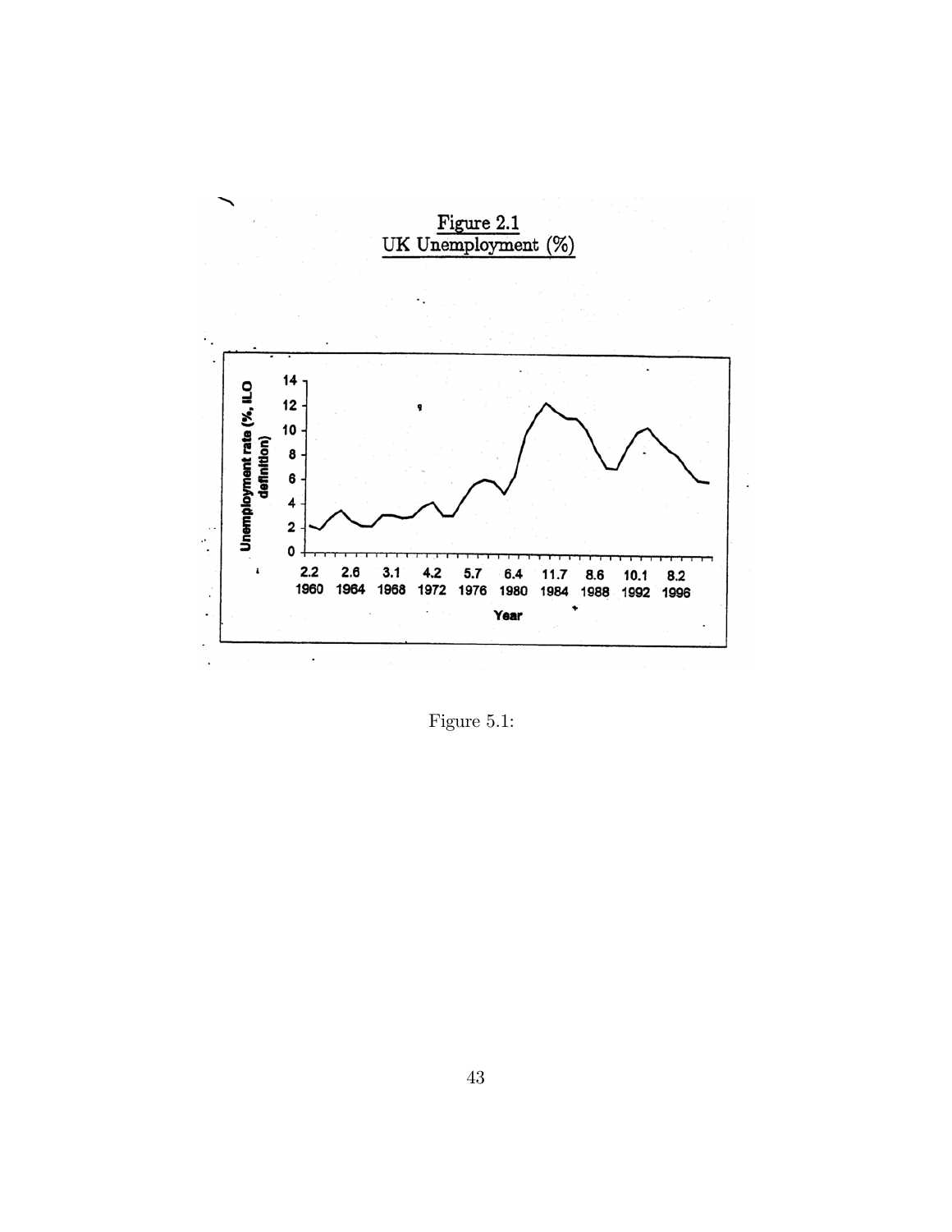Figure 2.1
UK Unemployment (%)

Figure 5.1: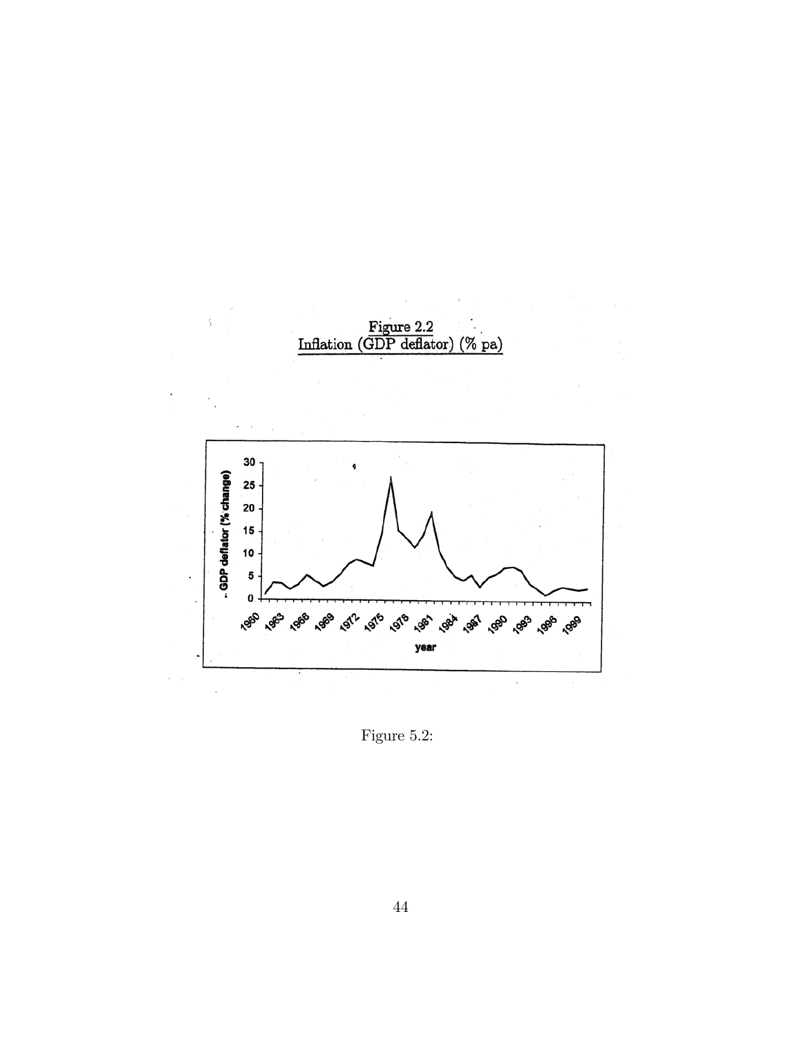Figure 2.2
Inflation (GDP deflator) (% pa)

Figure 5.2: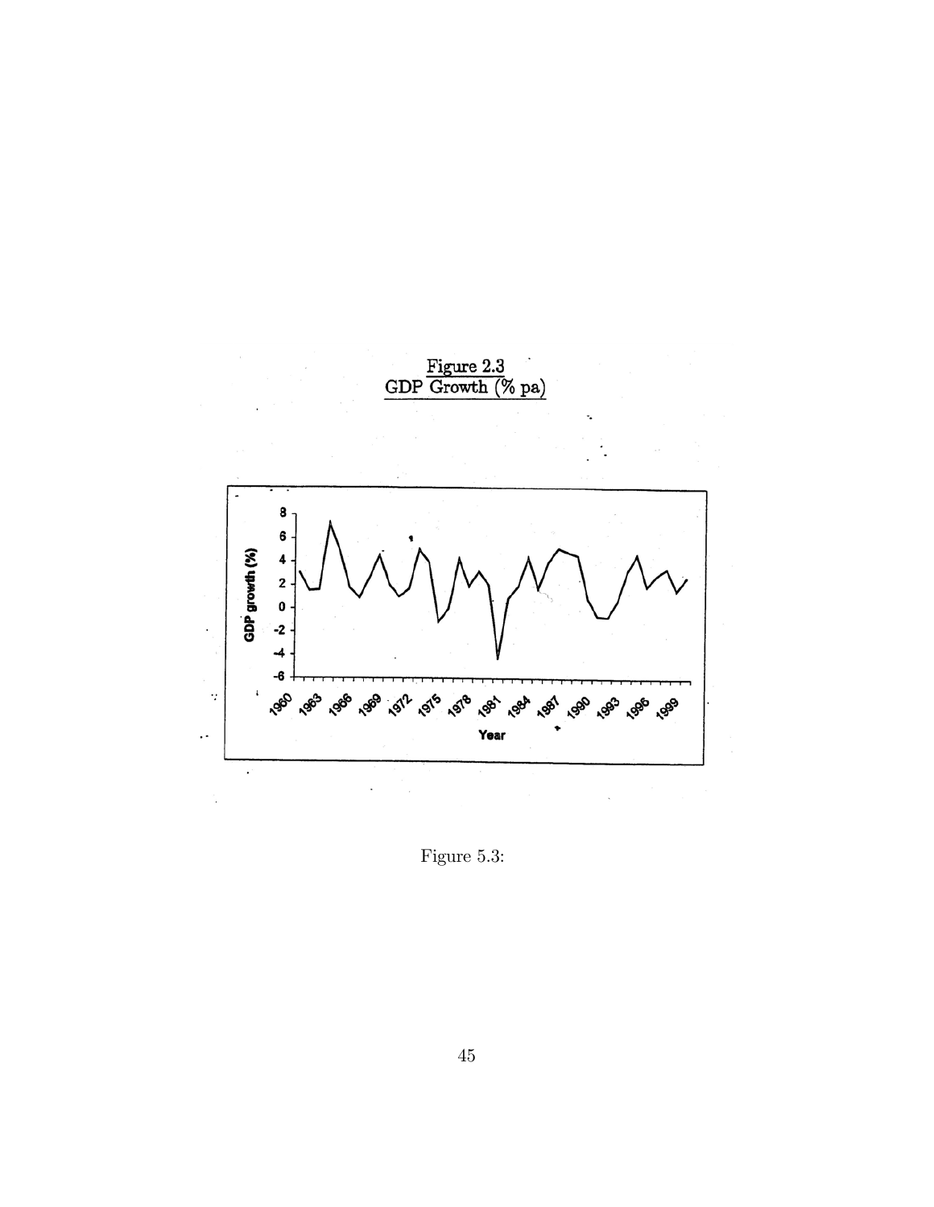Figure 2.3
GDP Growth (% pa)

Figure 5.3: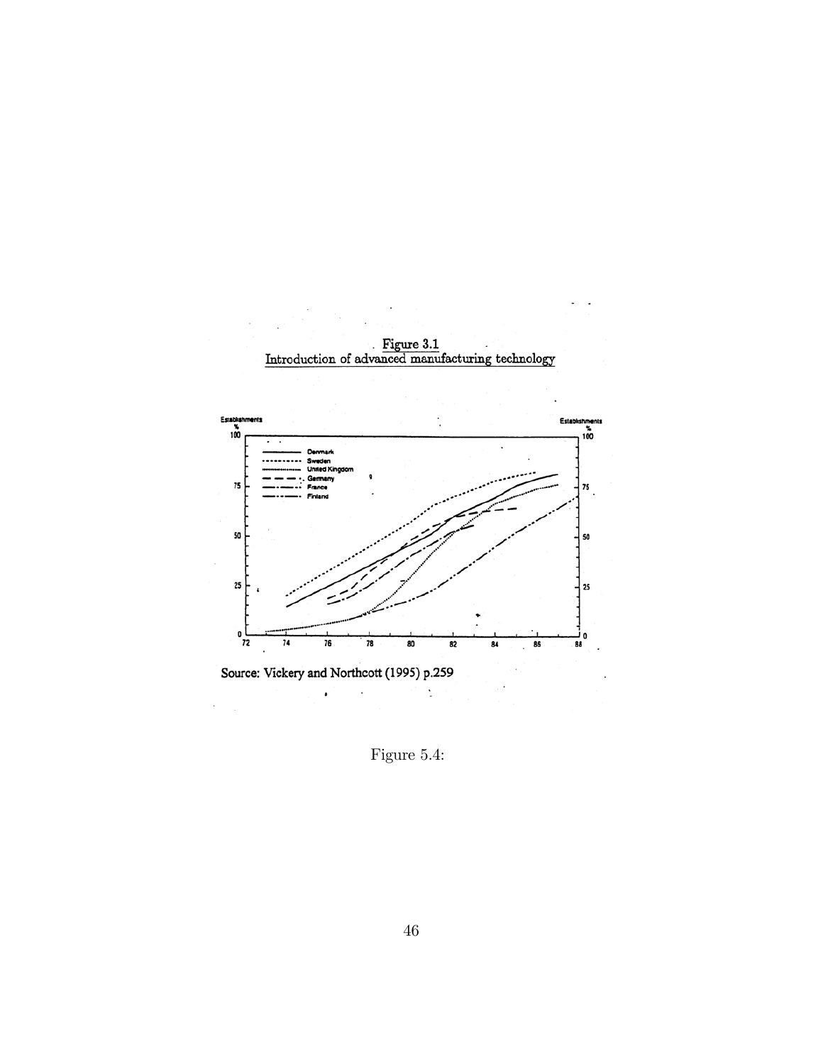Figure 3.1
Introduction of advanced manufacturing technology

Source: Vickery and Northcott (1995) p.259

Figure 5.4: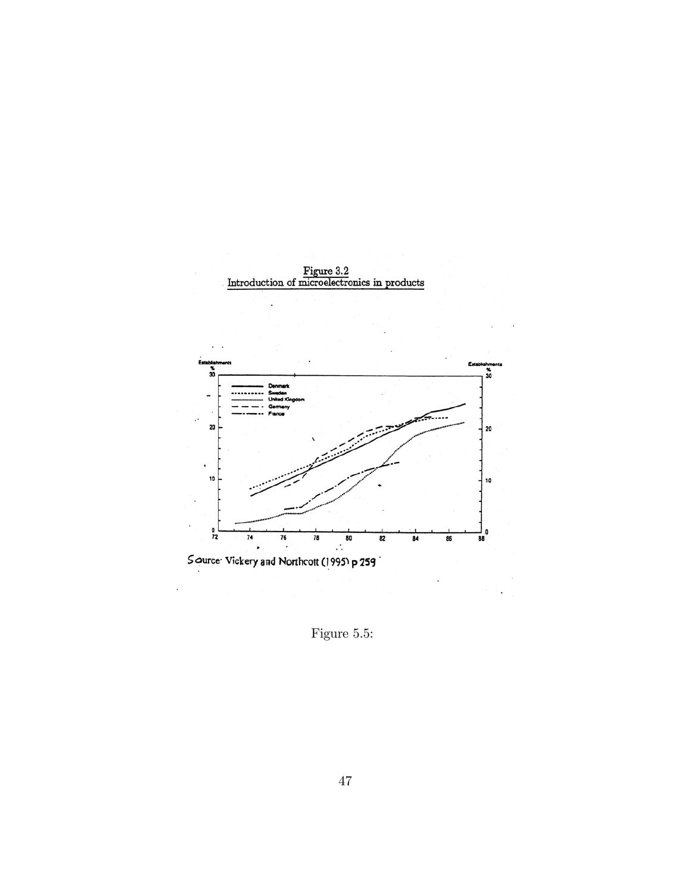Figure 3.2
Introduction of microelectronics in products

Source: Vickery and Northcott (1995) p 259

Figure 5.5: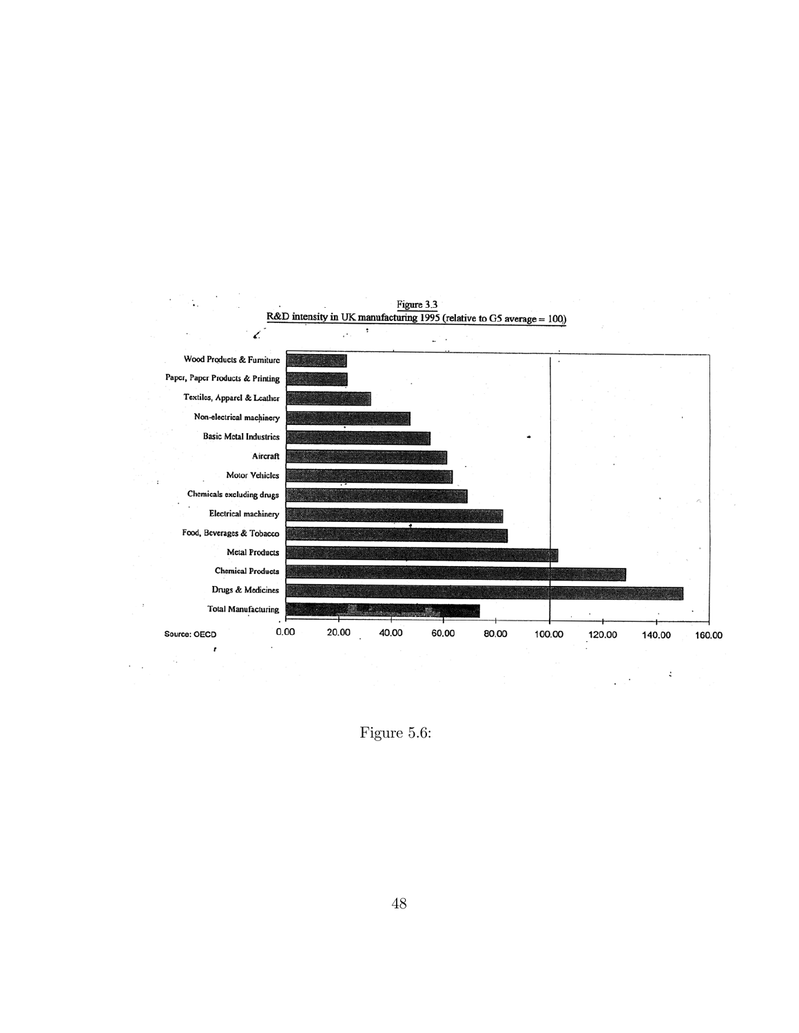Figure 3.3

R&D intensity in UK manufacturing 1995 (relative to G5 average = 100)

Wood Products & Furniture

Paper, Paper Products & Printing

Textiles, Apparel & Leather

Non-electrical machinery

Basic Metal Industries

Aircraft

Motor Vehicles

Chemicals excluding drugs

Electrical machinery

Food, Beverages & Tobacco

Metal Products

Chemical Products

Drugs & Medicines

Total Manufacturing

Source: OECD

0.00 20.00 40.00 60.00 80.00 100.00 120.00 140.00 160.00

Figure 5.6: